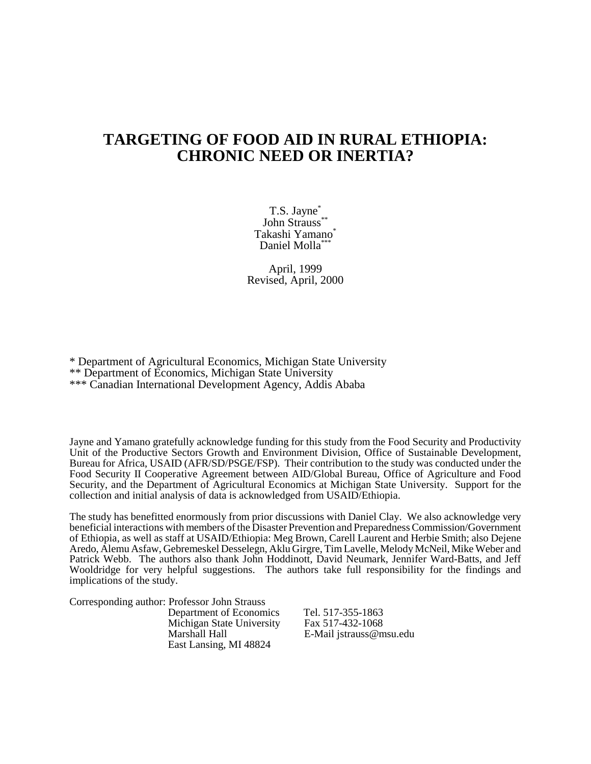# TARGETING OF FOOD AID IN RURAL ETHIOPIA: CHRONIC NEED OR INERTIA?

T.S. Jayne[*]
John Strauss[**]
Takashi Yamano[*]
Daniel Molla[***]

April, 1999
Revised, April, 2000

\* Department of Agricultural Economics, Michigan State University
\*\* Department of Economics, Michigan State University
\*\*\* Canadian International Development Agency, Addis Ababa

Jayne and Yamano gratefully acknowledge funding for this study from the Food Security and Productivity Unit of the Productive Sectors Growth and Environment Division, Office of Sustainable Development, Bureau for Africa, USAID (AFR/SD/PSGE/FSP). Their contribution to the study was conducted under the Food Security II Cooperative Agreement between AID/Global Bureau, Office of Agriculture and Food Security, and the Department of Agricultural Economics at Michigan State University. Support for the collection and initial analysis of data is acknowledged from USAID/Ethiopia.

The study has benefitted enormously from prior discussions with Daniel Clay. We also acknowledge very beneficial interactions with members of the Disaster Prevention and Preparedness Commission/Government of Ethiopia, as well as staff at USAID/Ethiopia: Meg Brown, Carell Laurent and Herbie Smith; also Dejene Aredo, Alemu Asfaw, Gebremeskel Desselegn, Aklu Girgre, Tim Lavelle, Melody McNeil, Mike Weber and Patrick Webb. The authors also thank John Hoddinott, David Neumark, Jennifer Ward-Batts, and Jeff Wooldridge for very helpful suggestions. The authors take full responsibility for the findings and implications of the study.

Corresponding author: Professor John Strauss
Department of Economics
Michigan State University
Marshall Hall
East Lansing, MI 48824

Tel. 517-355-1863
Fax 517-432-1068
E-Mail jstrauss@msu.edu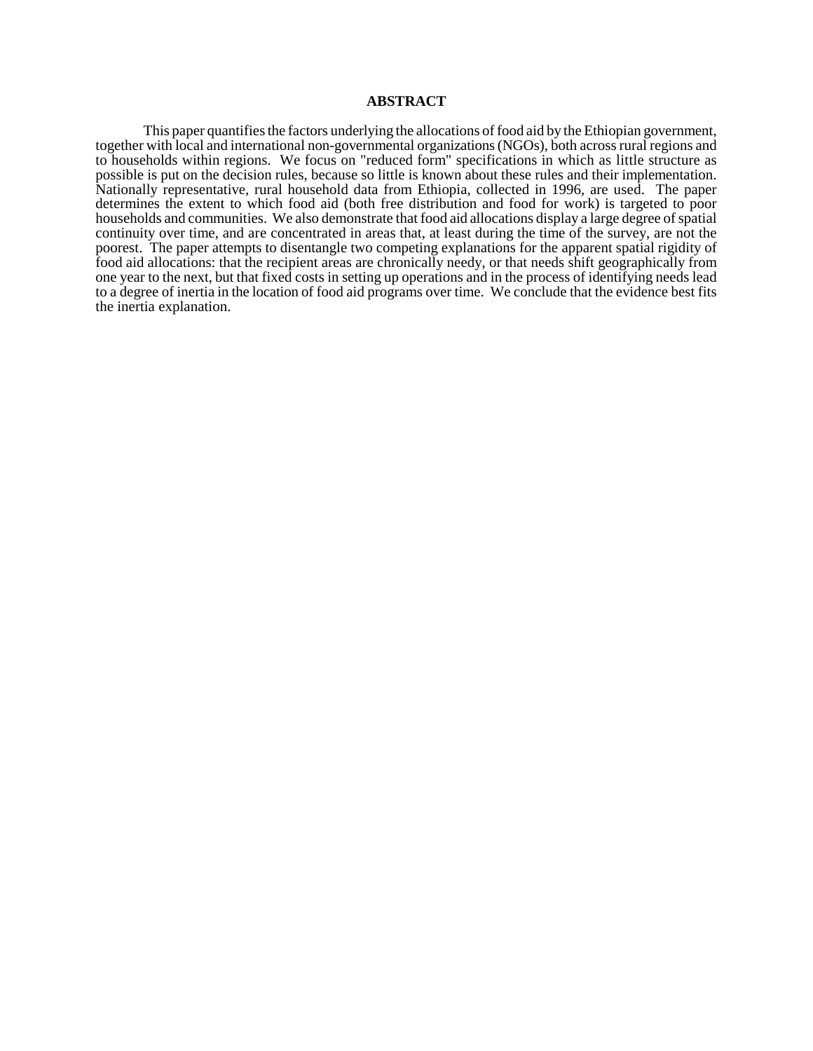## ABSTRACT

This paper quantifies the factors underlying the allocations of food aid by the Ethiopian government, together with local and international non-governmental organizations (NGOs), both across rural regions and to households within regions. We focus on "reduced form" specifications in which as little structure as possible is put on the decision rules, because so little is known about these rules and their implementation. Nationally representative, rural household data from Ethiopia, collected in 1996, are used. The paper determines the extent to which food aid (both free distribution and food for work) is targeted to poor households and communities. We also demonstrate that food aid allocations display a large degree of spatial continuity over time, and are concentrated in areas that, at least during the time of the survey, are not the poorest. The paper attempts to disentangle two competing explanations for the apparent spatial rigidity of food aid allocations: that the recipient areas are chronically needy, or that needs shift geographically from one year to the next, but that fixed costs in setting up operations and in the process of identifying needs lead to a degree of inertia in the location of food aid programs over time. We conclude that the evidence best fits the inertia explanation.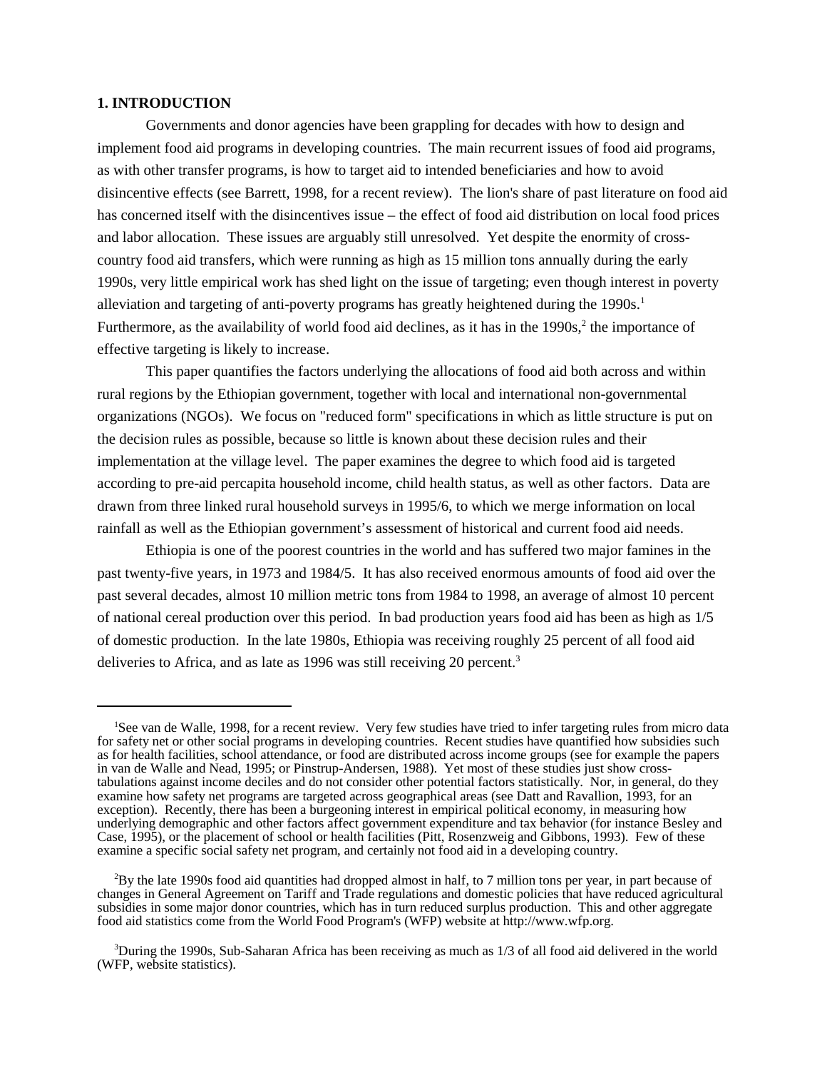## 1. INTRODUCTION

Governments and donor agencies have been grappling for decades with how to design and implement food aid programs in developing countries. The main recurrent issues of food aid programs, as with other transfer programs, is how to target aid to intended beneficiaries and how to avoid disincentive effects (see Barrett, 1998, for a recent review). The lion's share of past literature on food aid has concerned itself with the disincentives issue – the effect of food aid distribution on local food prices and labor allocation. These issues are arguably still unresolved. Yet despite the enormity of cross-country food aid transfers, which were running as high as 15 million tons annually during the early 1990s, very little empirical work has shed light on the issue of targeting; even though interest in poverty alleviation and targeting of anti-poverty programs has greatly heightened during the 1990s.[1] Furthermore, as the availability of world food aid declines, as it has in the 1990s,[2] the importance of effective targeting is likely to increase.

This paper quantifies the factors underlying the allocations of food aid both across and within rural regions by the Ethiopian government, together with local and international non-governmental organizations (NGOs). We focus on "reduced form" specifications in which as little structure is put on the decision rules as possible, because so little is known about these decision rules and their implementation at the village level. The paper examines the degree to which food aid is targeted according to pre-aid percapita household income, child health status, as well as other factors. Data are drawn from three linked rural household surveys in 1995/6, to which we merge information on local rainfall as well as the Ethiopian government's assessment of historical and current food aid needs.

Ethiopia is one of the poorest countries in the world and has suffered two major famines in the past twenty-five years, in 1973 and 1984/5. It has also received enormous amounts of food aid over the past several decades, almost 10 million metric tons from 1984 to 1998, an average of almost 10 percent of national cereal production over this period. In bad production years food aid has been as high as 1/5 of domestic production. In the late 1980s, Ethiopia was receiving roughly 25 percent of all food aid deliveries to Africa, and as late as 1996 was still receiving 20 percent.[3]

---

[1] See van de Walle, 1998, for a recent review. Very few studies have tried to infer targeting rules from micro data for safety net or other social programs in developing countries. Recent studies have quantified how subsidies such as for health facilities, school attendance, or food are distributed across income groups (see for example the papers in van de Walle and Nead, 1995; or Pinstrup-Andersen, 1988). Yet most of these studies just show cross-tabulations against income deciles and do not consider other potential factors statistically. Nor, in general, do they examine how safety net programs are targeted across geographical areas (see Datt and Ravallion, 1993, for an exception). Recently, there has been a burgeoning interest in empirical political economy, in measuring how underlying demographic and other factors affect government expenditure and tax behavior (for instance Besley and Case, 1995), or the placement of school or health facilities (Pitt, Rosenzweig and Gibbons, 1993). Few of these examine a specific social safety net program, and certainly not food aid in a developing country.

[2] By the late 1990s food aid quantities had dropped almost in half, to 7 million tons per year, in part because of changes in General Agreement on Tariff and Trade regulations and domestic policies that have reduced agricultural subsidies in some major donor countries, which has in turn reduced surplus production. This and other aggregate food aid statistics come from the World Food Program's (WFP) website at http://www.wfp.org.

[3] During the 1990s, Sub-Saharan Africa has been receiving as much as 1/3 of all food aid delivered in the world (WFP, website statistics).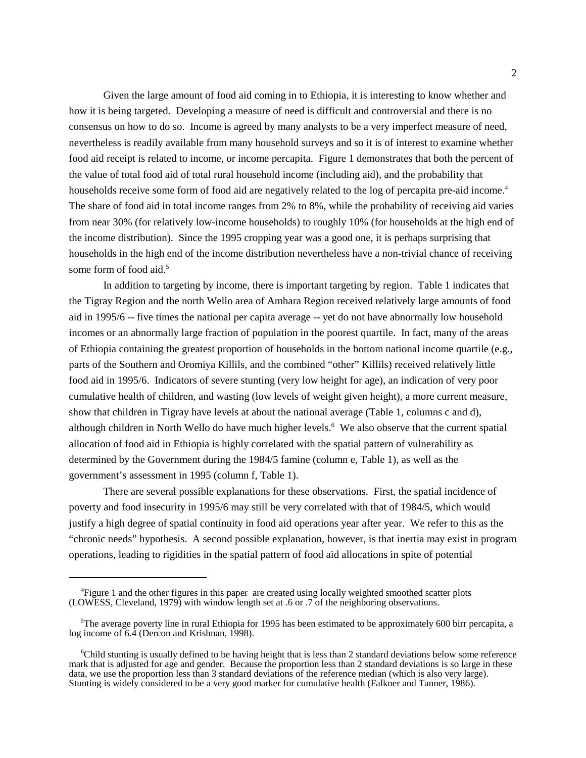Given the large amount of food aid coming in to Ethiopia, it is interesting to know whether and how it is being targeted. Developing a measure of need is difficult and controversial and there is no consensus on how to do so. Income is agreed by many analysts to be a very imperfect measure of need, nevertheless is readily available from many household surveys and so it is of interest to examine whether food aid receipt is related to income, or income percapita. Figure 1 demonstrates that both the percent of the value of total food aid of total rural household income (including aid), and the probability that households receive some form of food aid are negatively related to the log of percapita pre-aid income.[4] The share of food aid in total income ranges from 2% to 8%, while the probability of receiving aid varies from near 30% (for relatively low-income households) to roughly 10% (for households at the high end of the income distribution). Since the 1995 cropping year was a good one, it is perhaps surprising that households in the high end of the income distribution nevertheless have a non-trivial chance of receiving some form of food aid.[5]

In addition to targeting by income, there is important targeting by region. Table 1 indicates that the Tigray Region and the north Wello area of Amhara Region received relatively large amounts of food aid in 1995/6 -- five times the national per capita average -- yet do not have abnormally low household incomes or an abnormally large fraction of population in the poorest quartile. In fact, many of the areas of Ethiopia containing the greatest proportion of households in the bottom national income quartile (e.g., parts of the Southern and Oromiya Killils, and the combined "other" Killils) received relatively little food aid in 1995/6. Indicators of severe stunting (very low height for age), an indication of very poor cumulative health of children, and wasting (low levels of weight given height), a more current measure, show that children in Tigray have levels at about the national average (Table 1, columns c and d), although children in North Wello do have much higher levels.[6] We also observe that the current spatial allocation of food aid in Ethiopia is highly correlated with the spatial pattern of vulnerability as determined by the Government during the 1984/5 famine (column e, Table 1), as well as the government's assessment in 1995 (column f, Table 1).

There are several possible explanations for these observations. First, the spatial incidence of poverty and food insecurity in 1995/6 may still be very correlated with that of 1984/5, which would justify a high degree of spatial continuity in food aid operations year after year. We refer to this as the "chronic needs" hypothesis. A second possible explanation, however, is that inertia may exist in program operations, leading to rigidities in the spatial pattern of food aid allocations in spite of potential

---

[4]Figure 1 and the other figures in this paper are created using locally weighted smoothed scatter plots (LOWESS, Cleveland, 1979) with window length set at .6 or .7 of the neighboring observations.

[5]The average poverty line in rural Ethiopia for 1995 has been estimated to be approximately 600 birr percapita, a log income of 6.4 (Dercon and Krishnan, 1998).

[6]Child stunting is usually defined to be having height that is less than 2 standard deviations below some reference mark that is adjusted for age and gender. Because the proportion less than 2 standard deviations is so large in these data, we use the proportion less than 3 standard deviations of the reference median (which is also very large). Stunting is widely considered to be a very good marker for cumulative health (Falkner and Tanner, 1986).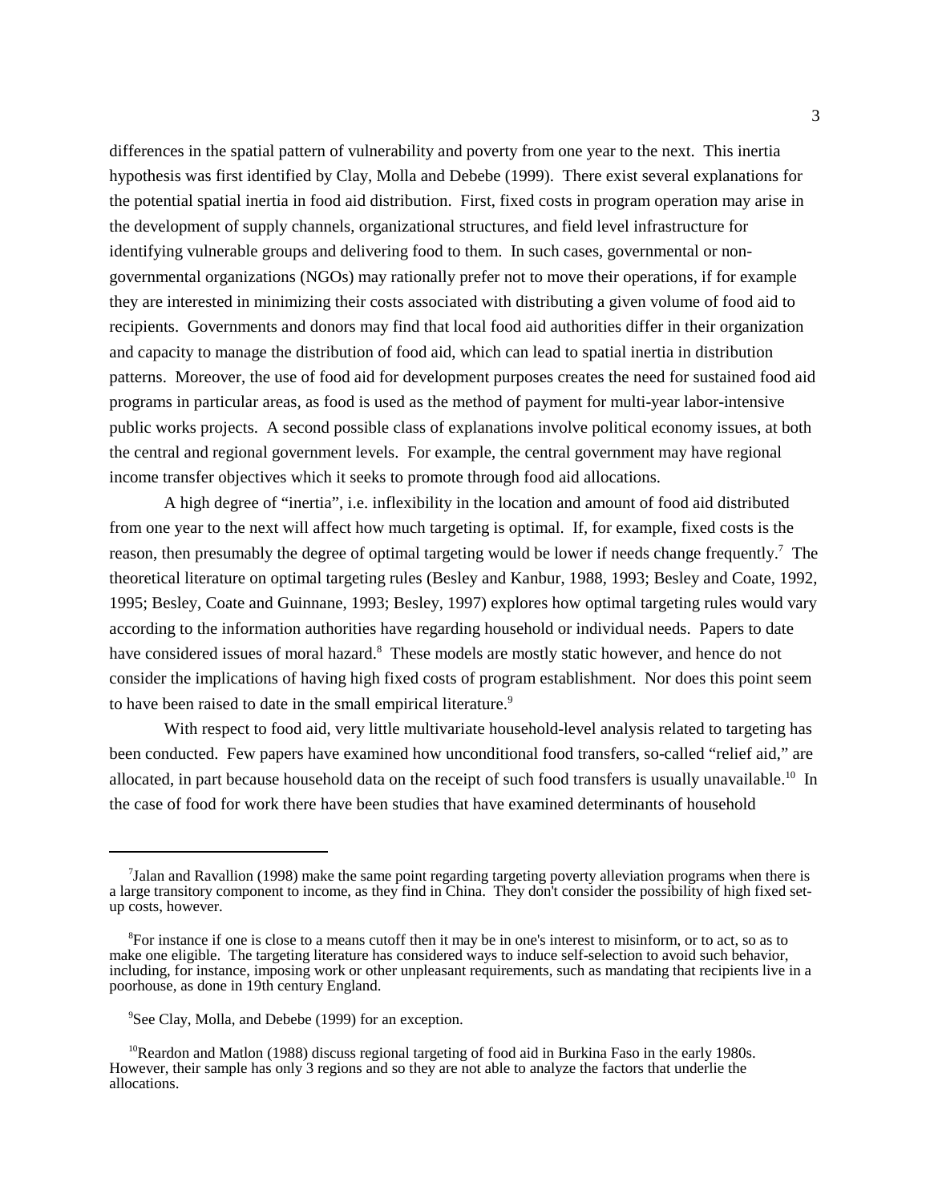differences in the spatial pattern of vulnerability and poverty from one year to the next. This inertia hypothesis was first identified by Clay, Molla and Debebe (1999). There exist several explanations for the potential spatial inertia in food aid distribution. First, fixed costs in program operation may arise in the development of supply channels, organizational structures, and field level infrastructure for identifying vulnerable groups and delivering food to them. In such cases, governmental or non-governmental organizations (NGOs) may rationally prefer not to move their operations, if for example they are interested in minimizing their costs associated with distributing a given volume of food aid to recipients. Governments and donors may find that local food aid authorities differ in their organization and capacity to manage the distribution of food aid, which can lead to spatial inertia in distribution patterns. Moreover, the use of food aid for development purposes creates the need for sustained food aid programs in particular areas, as food is used as the method of payment for multi-year labor-intensive public works projects. A second possible class of explanations involve political economy issues, at both the central and regional government levels. For example, the central government may have regional income transfer objectives which it seeks to promote through food aid allocations.

A high degree of "inertia", i.e. inflexibility in the location and amount of food aid distributed from one year to the next will affect how much targeting is optimal. If, for example, fixed costs is the reason, then presumably the degree of optimal targeting would be lower if needs change frequently.[7] The theoretical literature on optimal targeting rules (Besley and Kanbur, 1988, 1993; Besley and Coate, 1992, 1995; Besley, Coate and Guinnane, 1993; Besley, 1997) explores how optimal targeting rules would vary according to the information authorities have regarding household or individual needs. Papers to date have considered issues of moral hazard.[8] These models are mostly static however, and hence do not consider the implications of having high fixed costs of program establishment. Nor does this point seem to have been raised to date in the small empirical literature.[9]

With respect to food aid, very little multivariate household-level analysis related to targeting has been conducted. Few papers have examined how unconditional food transfers, so-called "relief aid," are allocated, in part because household data on the receipt of such food transfers is usually unavailable.[10] In the case of food for work there have been studies that have examined determinants of household

---

[7] Jalan and Ravallion (1998) make the same point regarding targeting poverty alleviation programs when there is a large transitory component to income, as they find in China. They don't consider the possibility of high fixed set-up costs, however.

[8] For instance if one is close to a means cutoff then it may be in one's interest to misinform, or to act, so as to make one eligible. The targeting literature has considered ways to induce self-selection to avoid such behavior, including, for instance, imposing work or other unpleasant requirements, such as mandating that recipients live in a poorhouse, as done in 19th century England.

[9] See Clay, Molla, and Debebe (1999) for an exception.

[10] Reardon and Matlon (1988) discuss regional targeting of food aid in Burkina Faso in the early 1980s. However, their sample has only 3 regions and so they are not able to analyze the factors that underlie the allocations.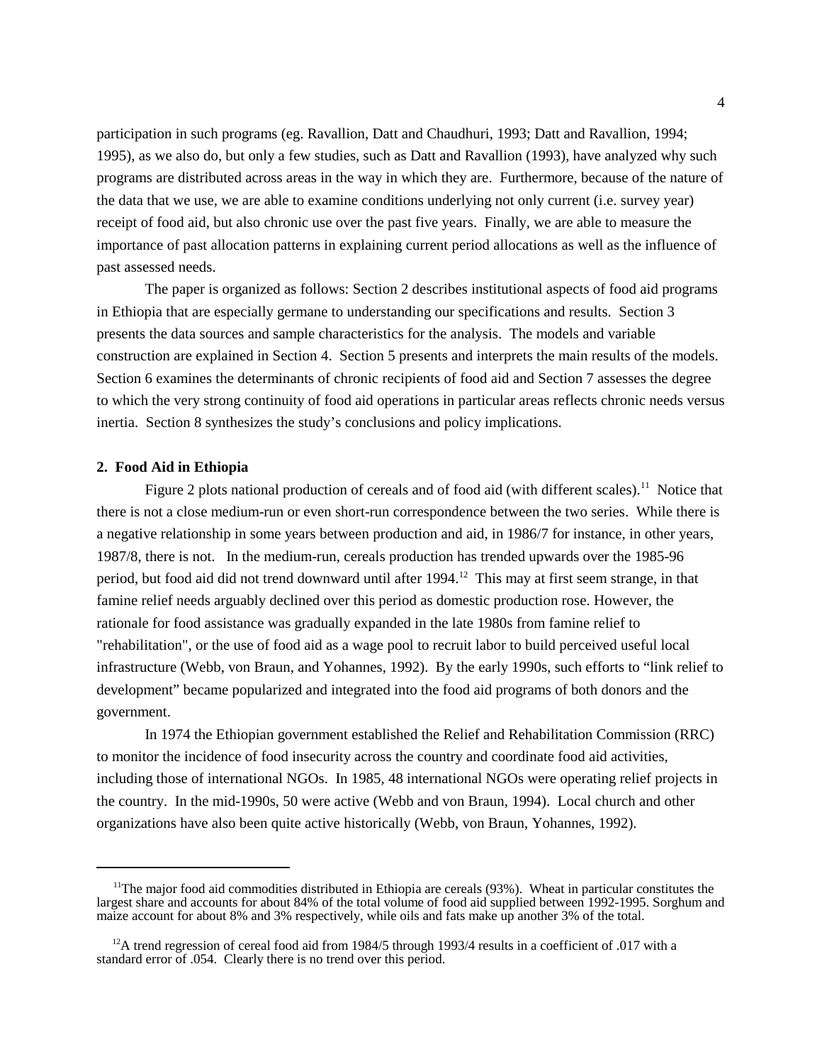participation in such programs (eg. Ravallion, Datt and Chaudhuri, 1993; Datt and Ravallion, 1994; 1995), as we also do, but only a few studies, such as Datt and Ravallion (1993), have analyzed why such programs are distributed across areas in the way in which they are. Furthermore, because of the nature of the data that we use, we are able to examine conditions underlying not only current (i.e. survey year) receipt of food aid, but also chronic use over the past five years. Finally, we are able to measure the importance of past allocation patterns in explaining current period allocations as well as the influence of past assessed needs.

The paper is organized as follows: Section 2 describes institutional aspects of food aid programs in Ethiopia that are especially germane to understanding our specifications and results. Section 3 presents the data sources and sample characteristics for the analysis. The models and variable construction are explained in Section 4. Section 5 presents and interprets the main results of the models. Section 6 examines the determinants of chronic recipients of food aid and Section 7 assesses the degree to which the very strong continuity of food aid operations in particular areas reflects chronic needs versus inertia. Section 8 synthesizes the study's conclusions and policy implications.

## 2. Food Aid in Ethiopia

Figure 2 plots national production of cereals and of food aid (with different scales).[11] Notice that there is not a close medium-run or even short-run correspondence between the two series. While there is a negative relationship in some years between production and aid, in 1986/7 for instance, in other years, 1987/8, there is not. In the medium-run, cereals production has trended upwards over the 1985-96 period, but food aid did not trend downward until after 1994.[12] This may at first seem strange, in that famine relief needs arguably declined over this period as domestic production rose. However, the rationale for food assistance was gradually expanded in the late 1980s from famine relief to "rehabilitation", or the use of food aid as a wage pool to recruit labor to build perceived useful local infrastructure (Webb, von Braun, and Yohannes, 1992). By the early 1990s, such efforts to "link relief to development" became popularized and integrated into the food aid programs of both donors and the government.

In 1974 the Ethiopian government established the Relief and Rehabilitation Commission (RRC) to monitor the incidence of food insecurity across the country and coordinate food aid activities, including those of international NGOs. In 1985, 48 international NGOs were operating relief projects in the country. In the mid-1990s, 50 were active (Webb and von Braun, 1994). Local church and other organizations have also been quite active historically (Webb, von Braun, Yohannes, 1992).

---

[11] The major food aid commodities distributed in Ethiopia are cereals (93%). Wheat in particular constitutes the largest share and accounts for about 84% of the total volume of food aid supplied between 1992-1995. Sorghum and maize account for about 8% and 3% respectively, while oils and fats make up another 3% of the total.

[12] A trend regression of cereal food aid from 1984/5 through 1993/4 results in a coefficient of .017 with a standard error of .054. Clearly there is no trend over this period.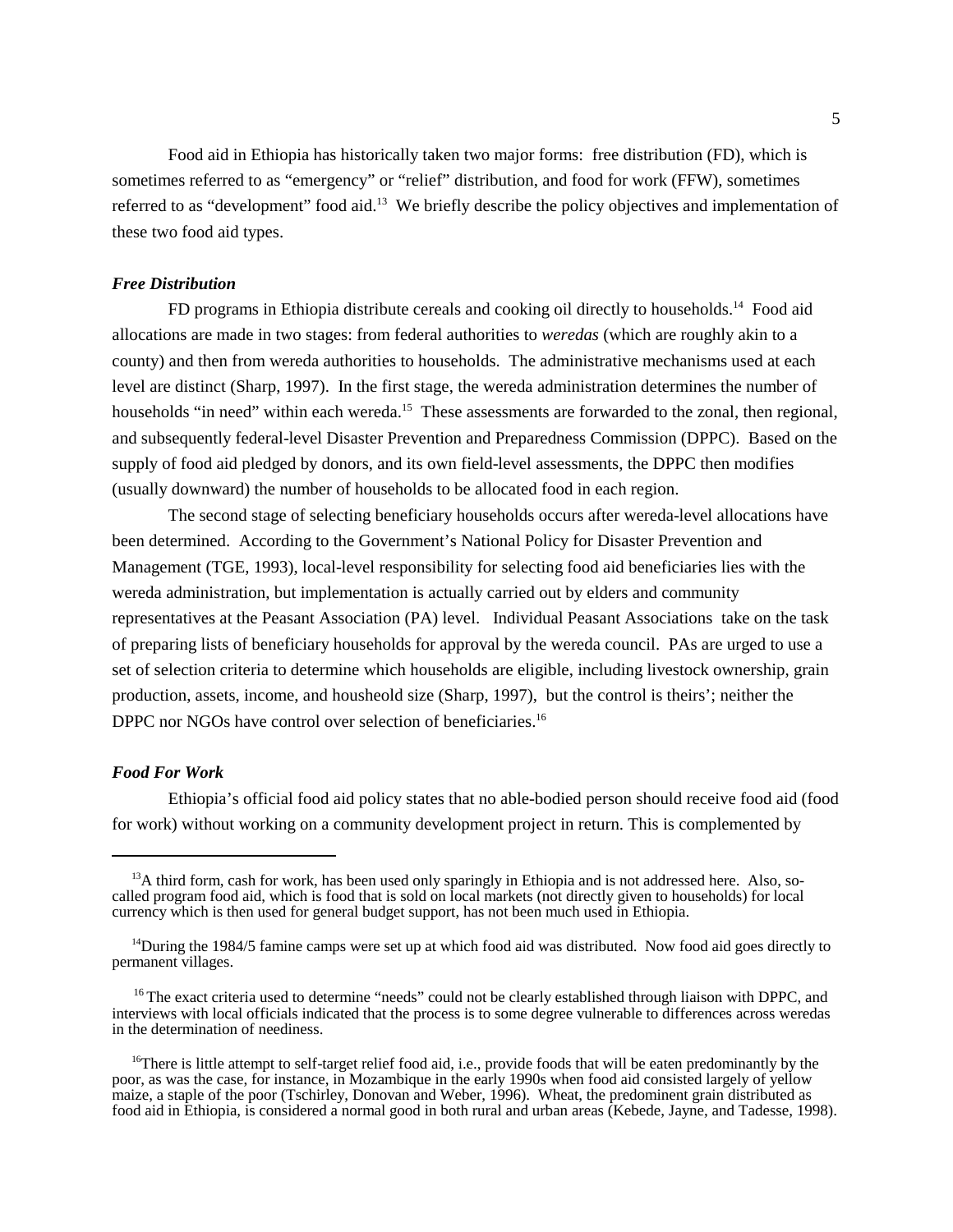Food aid in Ethiopia has historically taken two major forms: free distribution (FD), which is sometimes referred to as "emergency" or "relief" distribution, and food for work (FFW), sometimes referred to as "development" food aid.[13] We briefly describe the policy objectives and implementation of these two food aid types.

### *Free Distribution*

FD programs in Ethiopia distribute cereals and cooking oil directly to households.[14] Food aid allocations are made in two stages: from federal authorities to *weredas* (which are roughly akin to a county) and then from wereda authorities to households. The administrative mechanisms used at each level are distinct (Sharp, 1997). In the first stage, the wereda administration determines the number of households "in need" within each wereda.[15] These assessments are forwarded to the zonal, then regional, and subsequently federal-level Disaster Prevention and Preparedness Commission (DPPC). Based on the supply of food aid pledged by donors, and its own field-level assessments, the DPPC then modifies (usually downward) the number of households to be allocated food in each region.

The second stage of selecting beneficiary households occurs after wereda-level allocations have been determined. According to the Government's National Policy for Disaster Prevention and Management (TGE, 1993), local-level responsibility for selecting food aid beneficiaries lies with the wereda administration, but implementation is actually carried out by elders and community representatives at the Peasant Association (PA) level. Individual Peasant Associations take on the task of preparing lists of beneficiary households for approval by the wereda council. PAs are urged to use a set of selection criteria to determine which households are eligible, including livestock ownership, grain production, assets, income, and housheold size (Sharp, 1997), but the control is theirs'; neither the DPPC nor NGOs have control over selection of beneficiaries.[16]

### *Food For Work*

Ethiopia's official food aid policy states that no able-bodied person should receive food aid (food for work) without working on a community development project in return. This is complemented by

---

[13] A third form, cash for work, has been used only sparingly in Ethiopia and is not addressed here. Also, so-called program food aid, which is food that is sold on local markets (not directly given to households) for local currency which is then used for general budget support, has not been much used in Ethiopia.

[14] During the 1984/5 famine camps were set up at which food aid was distributed. Now food aid goes directly to permanent villages.

[16] The exact criteria used to determine "needs" could not be clearly established through liaison with DPPC, and interviews with local officials indicated that the process is to some degree vulnerable to differences across weredas in the determination of neediness.

[16] There is little attempt to self-target relief food aid, i.e., provide foods that will be eaten predominantly by the poor, as was the case, for instance, in Mozambique in the early 1990s when food aid consisted largely of yellow maize, a staple of the poor (Tschirley, Donovan and Weber, 1996). Wheat, the predominent grain distributed as food aid in Ethiopia, is considered a normal good in both rural and urban areas (Kebede, Jayne, and Tadesse, 1998).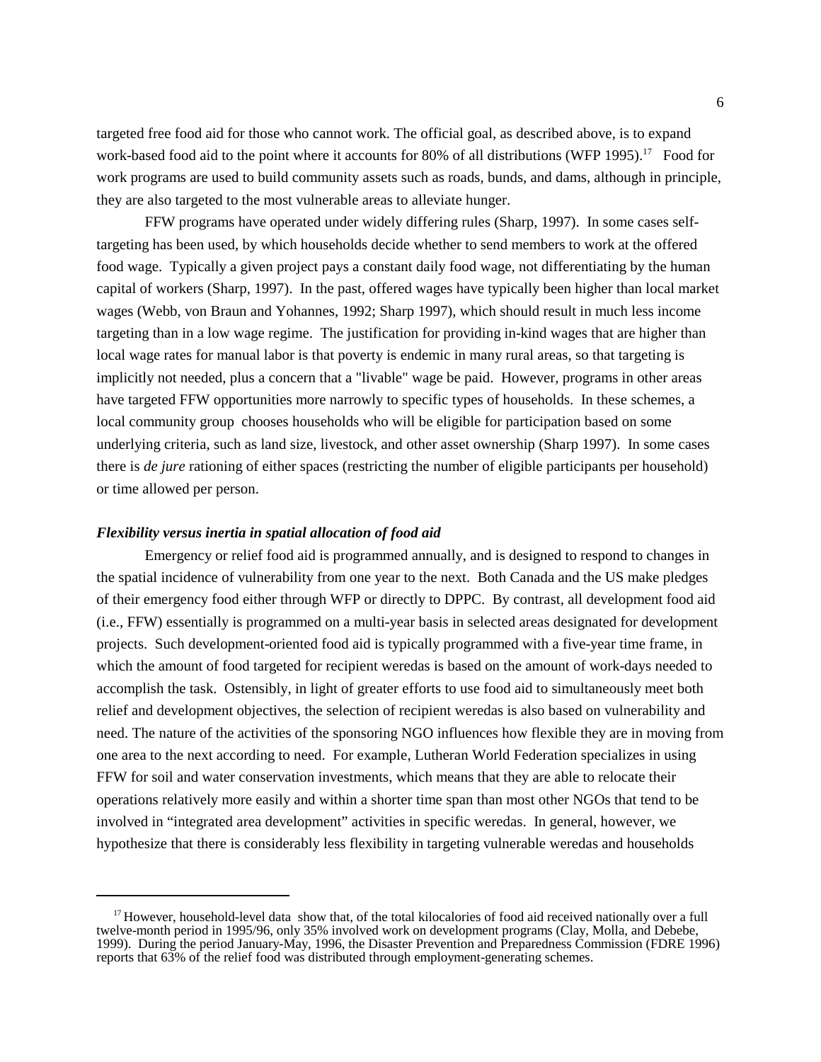targeted free food aid for those who cannot work. The official goal, as described above, is to expand work-based food aid to the point where it accounts for 80% of all distributions (WFP 1995).[17] Food for work programs are used to build community assets such as roads, bunds, and dams, although in principle, they are also targeted to the most vulnerable areas to alleviate hunger.

FFW programs have operated under widely differing rules (Sharp, 1997). In some cases self-targeting has been used, by which households decide whether to send members to work at the offered food wage. Typically a given project pays a constant daily food wage, not differentiating by the human capital of workers (Sharp, 1997). In the past, offered wages have typically been higher than local market wages (Webb, von Braun and Yohannes, 1992; Sharp 1997), which should result in much less income targeting than in a low wage regime. The justification for providing in-kind wages that are higher than local wage rates for manual labor is that poverty is endemic in many rural areas, so that targeting is implicitly not needed, plus a concern that a "livable" wage be paid. However, programs in other areas have targeted FFW opportunities more narrowly to specific types of households. In these schemes, a local community group chooses households who will be eligible for participation based on some underlying criteria, such as land size, livestock, and other asset ownership (Sharp 1997). In some cases there is *de jure* rationing of either spaces (restricting the number of eligible participants per household) or time allowed per person.

### *Flexibility versus inertia in spatial allocation of food aid*

Emergency or relief food aid is programmed annually, and is designed to respond to changes in the spatial incidence of vulnerability from one year to the next. Both Canada and the US make pledges of their emergency food either through WFP or directly to DPPC. By contrast, all development food aid (i.e., FFW) essentially is programmed on a multi-year basis in selected areas designated for development projects. Such development-oriented food aid is typically programmed with a five-year time frame, in which the amount of food targeted for recipient weredas is based on the amount of work-days needed to accomplish the task. Ostensibly, in light of greater efforts to use food aid to simultaneously meet both relief and development objectives, the selection of recipient weredas is also based on vulnerability and need. The nature of the activities of the sponsoring NGO influences how flexible they are in moving from one area to the next according to need. For example, Lutheran World Federation specializes in using FFW for soil and water conservation investments, which means that they are able to relocate their operations relatively more easily and within a shorter time span than most other NGOs that tend to be involved in "integrated area development" activities in specific weredas. In general, however, we hypothesize that there is considerably less flexibility in targeting vulnerable weredas and households

[17] However, household-level data show that, of the total kilocalories of food aid received nationally over a full twelve-month period in 1995/96, only 35% involved work on development programs (Clay, Molla, and Debebe, 1999). During the period January-May, 1996, the Disaster Prevention and Preparedness Commission (FDRE 1996) reports that 63% of the relief food was distributed through employment-generating schemes.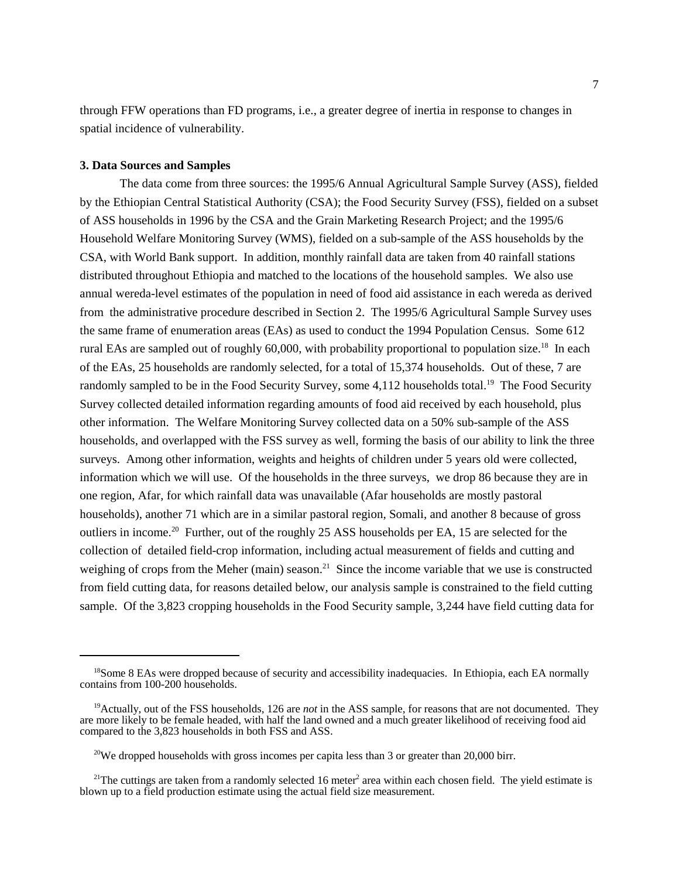through FFW operations than FD programs, i.e., a greater degree of inertia in response to changes in spatial incidence of vulnerability.

**3. Data Sources and Samples**

The data come from three sources: the 1995/6 Annual Agricultural Sample Survey (ASS), fielded by the Ethiopian Central Statistical Authority (CSA); the Food Security Survey (FSS), fielded on a subset of ASS households in 1996 by the CSA and the Grain Marketing Research Project; and the 1995/6 Household Welfare Monitoring Survey (WMS), fielded on a sub-sample of the ASS households by the CSA, with World Bank support. In addition, monthly rainfall data are taken from 40 rainfall stations distributed throughout Ethiopia and matched to the locations of the household samples. We also use annual wereda-level estimates of the population in need of food aid assistance in each wereda as derived from the administrative procedure described in Section 2. The 1995/6 Agricultural Sample Survey uses the same frame of enumeration areas (EAs) as used to conduct the 1994 Population Census. Some 612 rural EAs are sampled out of roughly 60,000, with probability proportional to population size.[18] In each of the EAs, 25 households are randomly selected, for a total of 15,374 households. Out of these, 7 are randomly sampled to be in the Food Security Survey, some 4,112 households total.[19] The Food Security Survey collected detailed information regarding amounts of food aid received by each household, plus other information. The Welfare Monitoring Survey collected data on a 50% sub-sample of the ASS households, and overlapped with the FSS survey as well, forming the basis of our ability to link the three surveys. Among other information, weights and heights of children under 5 years old were collected, information which we will use. Of the households in the three surveys, we drop 86 because they are in one region, Afar, for which rainfall data was unavailable (Afar households are mostly pastoral households), another 71 which are in a similar pastoral region, Somali, and another 8 because of gross outliers in income.[20] Further, out of the roughly 25 ASS households per EA, 15 are selected for the collection of detailed field-crop information, including actual measurement of fields and cutting and weighing of crops from the Meher (main) season.[21] Since the income variable that we use is constructed from field cutting data, for reasons detailed below, our analysis sample is constrained to the field cutting sample. Of the 3,823 cropping households in the Food Security sample, 3,244 have field cutting data for

---

[18] Some 8 EAs were dropped because of security and accessibility inadequacies. In Ethiopia, each EA normally contains from 100-200 households.

[19] Actually, out of the FSS households, 126 are *not* in the ASS sample, for reasons that are not documented. They are more likely to be female headed, with half the land owned and a much greater likelihood of receiving food aid compared to the 3,823 households in both FSS and ASS.

[20] We dropped households with gross incomes per capita less than 3 or greater than 20,000 birr.

[21] The cuttings are taken from a randomly selected 16 meter$^2$ area within each chosen field. The yield estimate is blown up to a field production estimate using the actual field size measurement.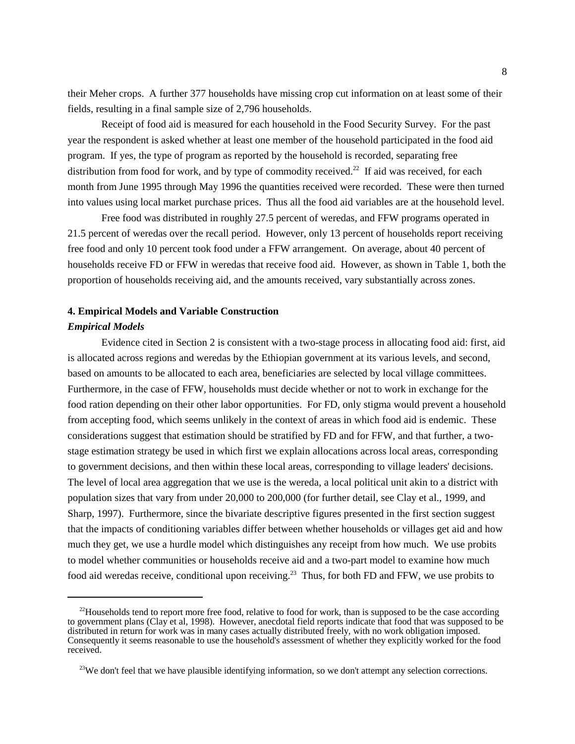their Meher crops. A further 377 households have missing crop cut information on at least some of their fields, resulting in a final sample size of 2,796 households.

Receipt of food aid is measured for each household in the Food Security Survey. For the past year the respondent is asked whether at least one member of the household participated in the food aid program. If yes, the type of program as reported by the household is recorded, separating free distribution from food for work, and by type of commodity received.[22] If aid was received, for each month from June 1995 through May 1996 the quantities received were recorded. These were then turned into values using local market purchase prices. Thus all the food aid variables are at the household level.

Free food was distributed in roughly 27.5 percent of weredas, and FFW programs operated in 21.5 percent of weredas over the recall period. However, only 13 percent of households report receiving free food and only 10 percent took food under a FFW arrangement. On average, about 40 percent of households receive FD or FFW in weredas that receive food aid. However, as shown in Table 1, both the proportion of households receiving aid, and the amounts received, vary substantially across zones.

## 4. Empirical Models and Variable Construction

### *Empirical Models*

Evidence cited in Section 2 is consistent with a two-stage process in allocating food aid: first, aid is allocated across regions and weredas by the Ethiopian government at its various levels, and second, based on amounts to be allocated to each area, beneficiaries are selected by local village committees. Furthermore, in the case of FFW, households must decide whether or not to work in exchange for the food ration depending on their other labor opportunities. For FD, only stigma would prevent a household from accepting food, which seems unlikely in the context of areas in which food aid is endemic. These considerations suggest that estimation should be stratified by FD and for FFW, and that further, a two-stage estimation strategy be used in which first we explain allocations across local areas, corresponding to government decisions, and then within these local areas, corresponding to village leaders' decisions. The level of local area aggregation that we use is the wereda, a local political unit akin to a district with population sizes that vary from under 20,000 to 200,000 (for further detail, see Clay et al., 1999, and Sharp, 1997). Furthermore, since the bivariate descriptive figures presented in the first section suggest that the impacts of conditioning variables differ between whether households or villages get aid and how much they get, we use a hurdle model which distinguishes any receipt from how much. We use probits to model whether communities or households receive aid and a two-part model to examine how much food aid weredas receive, conditional upon receiving.[23] Thus, for both FD and FFW, we use probits to

[22] Households tend to report more free food, relative to food for work, than is supposed to be the case according to government plans (Clay et al, 1998). However, anecdotal field reports indicate that food that was supposed to be distributed in return for work was in many cases actually distributed freely, with no work obligation imposed. Consequently it seems reasonable to use the household's assessment of whether they explicitly worked for the food received.

[23] We don't feel that we have plausible identifying information, so we don't attempt any selection corrections.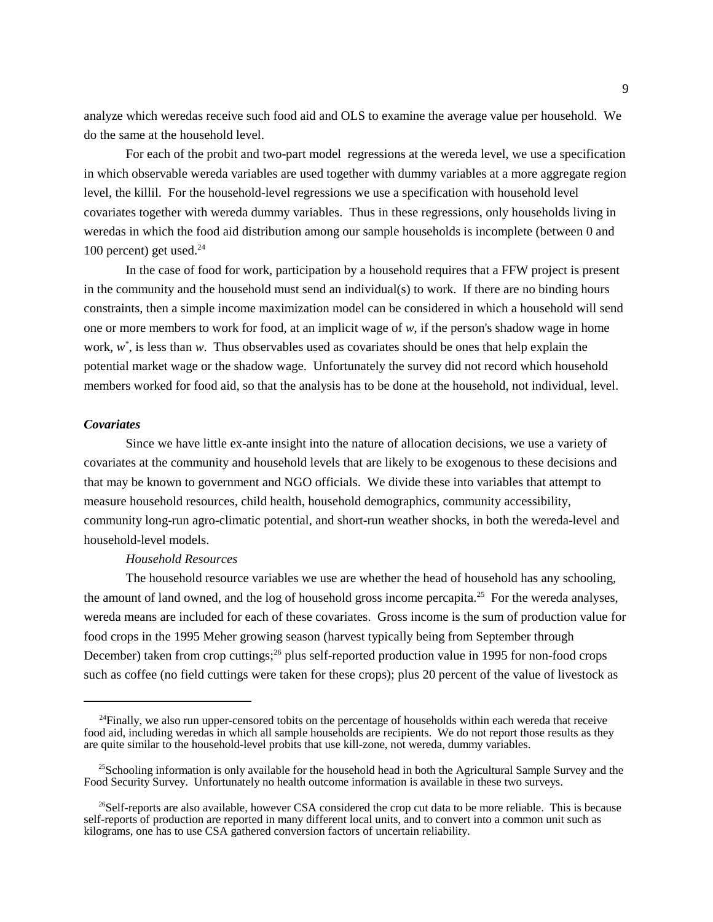analyze which weredas receive such food aid and OLS to examine the average value per household. We do the same at the household level.

For each of the probit and two-part model regressions at the wereda level, we use a specification in which observable wereda variables are used together with dummy variables at a more aggregate region level, the killil. For the household-level regressions we use a specification with household level covariates together with wereda dummy variables. Thus in these regressions, only households living in weredas in which the food aid distribution among our sample households is incomplete (between 0 and 100 percent) get used.[24]

In the case of food for work, participation by a household requires that a FFW project is present in the community and the household must send an individual(s) to work. If there are no binding hours constraints, then a simple income maximization model can be considered in which a household will send one or more members to work for food, at an implicit wage of $w$, if the person's shadow wage in home work, $w^*$, is less than $w$. Thus observables used as covariates should be ones that help explain the potential market wage or the shadow wage. Unfortunately the survey did not record which household members worked for food aid, so that the analysis has to be done at the household, not individual, level.

***Covariates***

Since we have little ex-ante insight into the nature of allocation decisions, we use a variety of covariates at the community and household levels that are likely to be exogenous to these decisions and that may be known to government and NGO officials. We divide these into variables that attempt to measure household resources, child health, household demographics, community accessibility, community long-run agro-climatic potential, and short-run weather shocks, in both the wereda-level and household-level models.

*Household Resources*

The household resource variables we use are whether the head of household has any schooling, the amount of land owned, and the log of household gross income percapita.[25] For the wereda analyses, wereda means are included for each of these covariates. Gross income is the sum of production value for food crops in the 1995 Meher growing season (harvest typically being from September through December) taken from crop cuttings;[26] plus self-reported production value in 1995 for non-food crops such as coffee (no field cuttings were taken for these crops); plus 20 percent of the value of livestock as

---

[24]Finally, we also run upper-censored tobits on the percentage of households within each wereda that receive food aid, including weredas in which all sample households are recipients. We do not report those results as they are quite similar to the household-level probits that use kill-zone, not wereda, dummy variables.

[25]Schooling information is only available for the household head in both the Agricultural Sample Survey and the Food Security Survey. Unfortunately no health outcome information is available in these two surveys.

[26]Self-reports are also available, however CSA considered the crop cut data to be more reliable. This is because self-reports of production are reported in many different local units, and to convert into a common unit such as kilograms, one has to use CSA gathered conversion factors of uncertain reliability.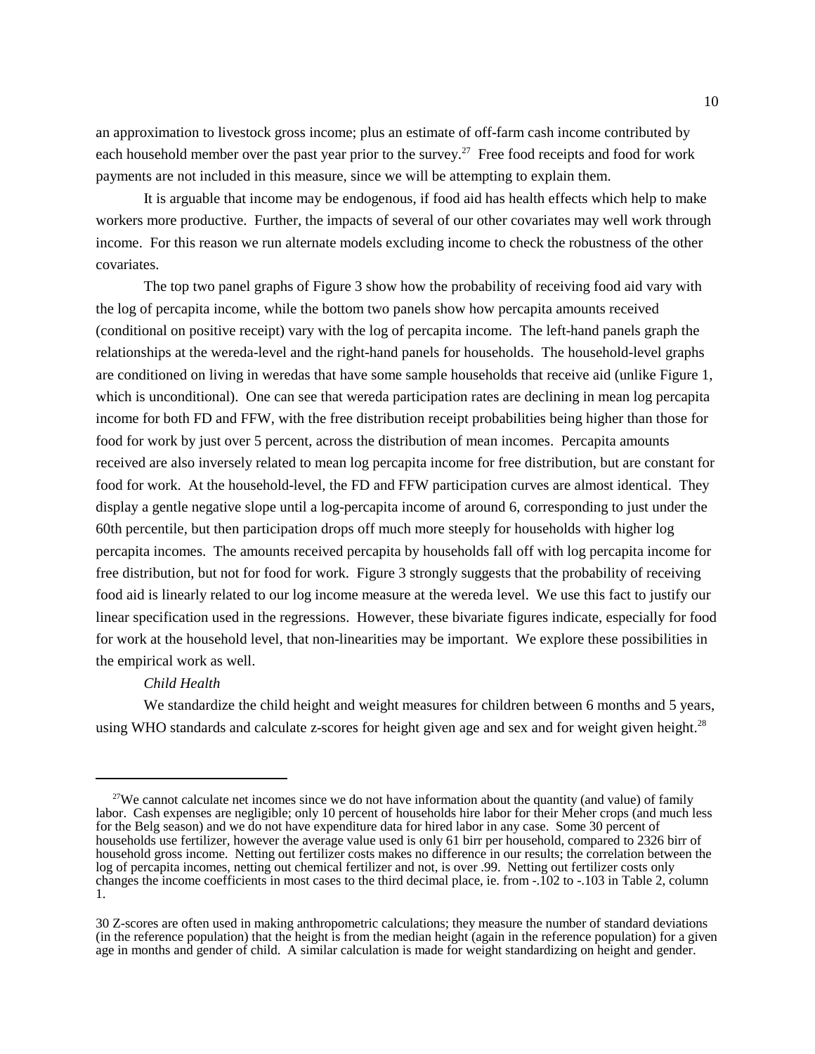an approximation to livestock gross income; plus an estimate of off-farm cash income contributed by each household member over the past year prior to the survey.[27] Free food receipts and food for work payments are not included in this measure, since we will be attempting to explain them.

It is arguable that income may be endogenous, if food aid has health effects which help to make workers more productive. Further, the impacts of several of our other covariates may well work through income. For this reason we run alternate models excluding income to check the robustness of the other covariates.

The top two panel graphs of Figure 3 show how the probability of receiving food aid vary with the log of percapita income, while the bottom two panels show how percapita amounts received (conditional on positive receipt) vary with the log of percapita income. The left-hand panels graph the relationships at the wereda-level and the right-hand panels for households. The household-level graphs are conditioned on living in weredas that have some sample households that receive aid (unlike Figure 1, which is unconditional). One can see that wereda participation rates are declining in mean log percapita income for both FD and FFW, with the free distribution receipt probabilities being higher than those for food for work by just over 5 percent, across the distribution of mean incomes. Percapita amounts received are also inversely related to mean log percapita income for free distribution, but are constant for food for work. At the household-level, the FD and FFW participation curves are almost identical. They display a gentle negative slope until a log-percapita income of around 6, corresponding to just under the 60th percentile, but then participation drops off much more steeply for households with higher log percapita incomes. The amounts received percapita by households fall off with log percapita income for free distribution, but not for food for work. Figure 3 strongly suggests that the probability of receiving food aid is linearly related to our log income measure at the wereda level. We use this fact to justify our linear specification used in the regressions. However, these bivariate figures indicate, especially for food for work at the household level, that non-linearities may be important. We explore these possibilities in the empirical work as well.

*Child Health*

We standardize the child height and weight measures for children between 6 months and 5 years, using WHO standards and calculate z-scores for height given age and sex and for weight given height.[28]

---

[27]We cannot calculate net incomes since we do not have information about the quantity (and value) of family labor. Cash expenses are negligible; only 10 percent of households hire labor for their Meher crops (and much less for the Belg season) and we do not have expenditure data for hired labor in any case. Some 30 percent of households use fertilizer, however the average value used is only 61 birr per household, compared to 2326 birr of household gross income. Netting out fertilizer costs makes no difference in our results; the correlation between the log of percapita incomes, netting out chemical fertilizer and not, is over .99. Netting out fertilizer costs only changes the income coefficients in most cases to the third decimal place, ie. from -.102 to -.103 in Table 2, column 1.

30 Z-scores are often used in making anthropometric calculations; they measure the number of standard deviations (in the reference population) that the height is from the median height (again in the reference population) for a given age in months and gender of child. A similar calculation is made for weight standardizing on height and gender.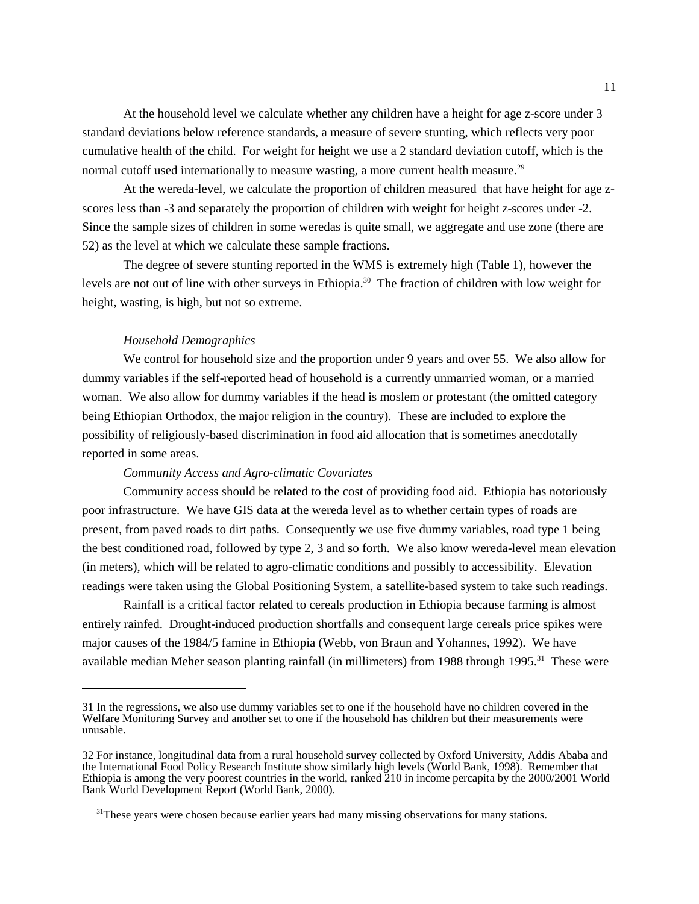At the household level we calculate whether any children have a height for age z-score under 3 standard deviations below reference standards, a measure of severe stunting, which reflects very poor cumulative health of the child. For weight for height we use a 2 standard deviation cutoff, which is the normal cutoff used internationally to measure wasting, a more current health measure.[29]

At the wereda-level, we calculate the proportion of children measured that have height for age z-scores less than -3 and separately the proportion of children with weight for height z-scores under -2. Since the sample sizes of children in some weredas is quite small, we aggregate and use zone (there are 52) as the level at which we calculate these sample fractions.

The degree of severe stunting reported in the WMS is extremely high (Table 1), however the levels are not out of line with other surveys in Ethiopia.[30] The fraction of children with low weight for height, wasting, is high, but not so extreme.

*Household Demographics*

We control for household size and the proportion under 9 years and over 55. We also allow for dummy variables if the self-reported head of household is a currently unmarried woman, or a married woman. We also allow for dummy variables if the head is moslem or protestant (the omitted category being Ethiopian Orthodox, the major religion in the country). These are included to explore the possibility of religiously-based discrimination in food aid allocation that is sometimes anecdotally reported in some areas.

*Community Access and Agro-climatic Covariates*

Community access should be related to the cost of providing food aid. Ethiopia has notoriously poor infrastructure. We have GIS data at the wereda level as to whether certain types of roads are present, from paved roads to dirt paths. Consequently we use five dummy variables, road type 1 being the best conditioned road, followed by type 2, 3 and so forth. We also know wereda-level mean elevation (in meters), which will be related to agro-climatic conditions and possibly to accessibility. Elevation readings were taken using the Global Positioning System, a satellite-based system to take such readings.

Rainfall is a critical factor related to cereals production in Ethiopia because farming is almost entirely rainfed. Drought-induced production shortfalls and consequent large cereals price spikes were major causes of the 1984/5 famine in Ethiopia (Webb, von Braun and Yohannes, 1992). We have available median Meher season planting rainfall (in millimeters) from 1988 through 1995.[31] These were

---

31 In the regressions, we also use dummy variables set to one if the household have no children covered in the Welfare Monitoring Survey and another set to one if the household has children but their measurements were unusable.

32 For instance, longitudinal data from a rural household survey collected by Oxford University, Addis Ababa and the International Food Policy Research Institute show similarly high levels (World Bank, 1998). Remember that Ethiopia is among the very poorest countries in the world, ranked 210 in income percapita by the 2000/2001 World Bank World Development Report (World Bank, 2000).

[31]These years were chosen because earlier years had many missing observations for many stations.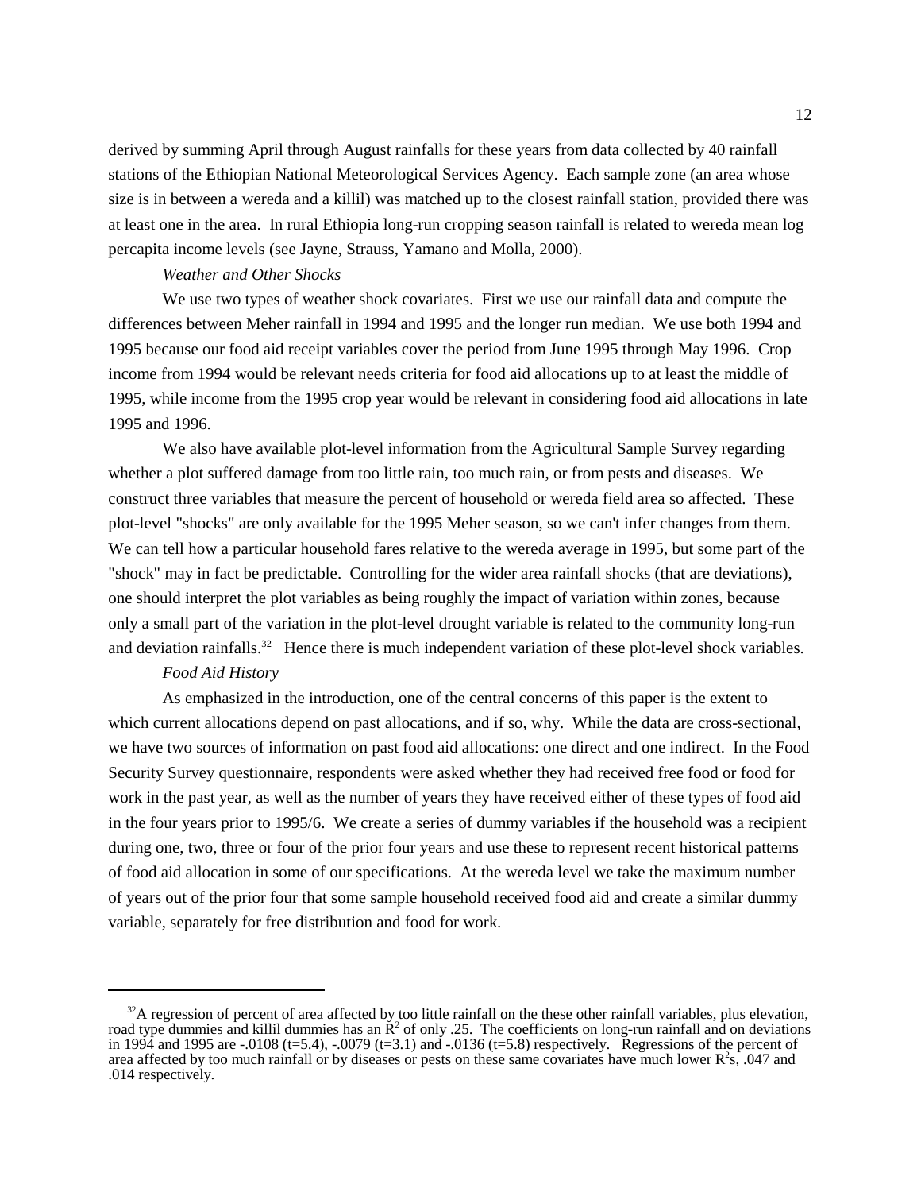derived by summing April through August rainfalls for these years from data collected by 40 rainfall stations of the Ethiopian National Meteorological Services Agency. Each sample zone (an area whose size is in between a wereda and a killil) was matched up to the closest rainfall station, provided there was at least one in the area. In rural Ethiopia long-run cropping season rainfall is related to wereda mean log percapita income levels (see Jayne, Strauss, Yamano and Molla, 2000).

*Weather and Other Shocks*

We use two types of weather shock covariates. First we use our rainfall data and compute the differences between Meher rainfall in 1994 and 1995 and the longer run median. We use both 1994 and 1995 because our food aid receipt variables cover the period from June 1995 through May 1996. Crop income from 1994 would be relevant needs criteria for food aid allocations up to at least the middle of 1995, while income from the 1995 crop year would be relevant in considering food aid allocations in late 1995 and 1996.

We also have available plot-level information from the Agricultural Sample Survey regarding whether a plot suffered damage from too little rain, too much rain, or from pests and diseases. We construct three variables that measure the percent of household or wereda field area so affected. These plot-level "shocks" are only available for the 1995 Meher season, so we can't infer changes from them. We can tell how a particular household fares relative to the wereda average in 1995, but some part of the "shock" may in fact be predictable. Controlling for the wider area rainfall shocks (that are deviations), one should interpret the plot variables as being roughly the impact of variation within zones, because only a small part of the variation in the plot-level drought variable is related to the community long-run and deviation rainfalls.[32] Hence there is much independent variation of these plot-level shock variables.

*Food Aid History*

As emphasized in the introduction, one of the central concerns of this paper is the extent to which current allocations depend on past allocations, and if so, why. While the data are cross-sectional, we have two sources of information on past food aid allocations: one direct and one indirect. In the Food Security Survey questionnaire, respondents were asked whether they had received free food or food for work in the past year, as well as the number of years they have received either of these types of food aid in the four years prior to 1995/6. We create a series of dummy variables if the household was a recipient during one, two, three or four of the prior four years and use these to represent recent historical patterns of food aid allocation in some of our specifications. At the wereda level we take the maximum number of years out of the prior four that some sample household received food aid and create a similar dummy variable, separately for free distribution and food for work.

---

[32] A regression of percent of area affected by too little rainfall on the these other rainfall variables, plus elevation, road type dummies and killil dummies has an $R^2$ of only .25. The coefficients on long-run rainfall and on deviations in 1994 and 1995 are -.0108 (t=5.4), -.0079 (t=3.1) and -.0136 (t=5.8) respectively. Regressions of the percent of area affected by too much rainfall or by diseases or pests on these same covariates have much lower $R^2$s, .047 and .014 respectively.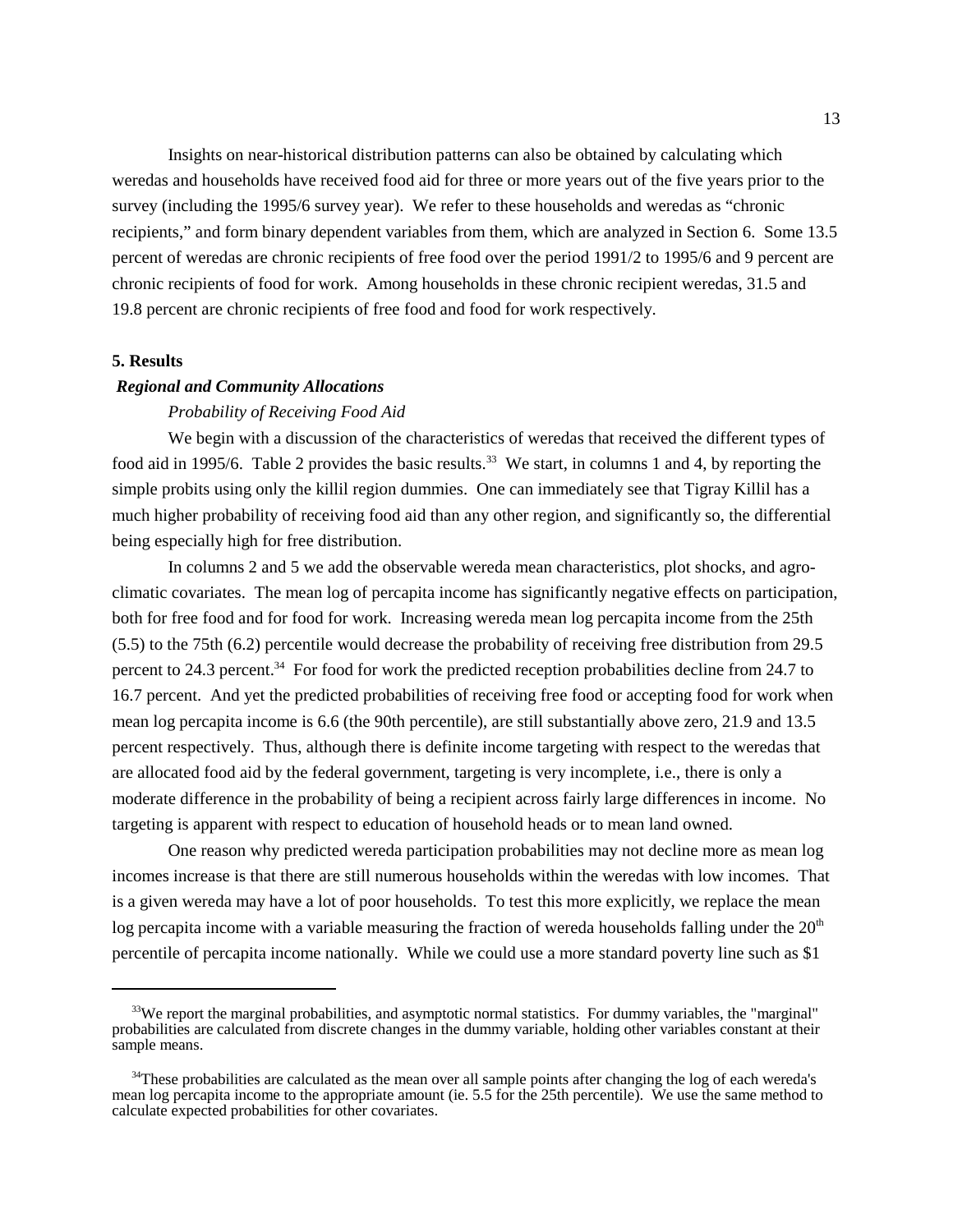Insights on near-historical distribution patterns can also be obtained by calculating which weredas and households have received food aid for three or more years out of the five years prior to the survey (including the 1995/6 survey year). We refer to these households and weredas as "chronic recipients," and form binary dependent variables from them, which are analyzed in Section 6. Some 13.5 percent of weredas are chronic recipients of free food over the period 1991/2 to 1995/6 and 9 percent are chronic recipients of food for work. Among households in these chronic recipient weredas, 31.5 and 19.8 percent are chronic recipients of free food and food for work respectively.

## 5. Results

### *Regional and Community Allocations*

*Probability of Receiving Food Aid*

We begin with a discussion of the characteristics of weredas that received the different types of food aid in 1995/6. Table 2 provides the basic results.[33] We start, in columns 1 and 4, by reporting the simple probits using only the killil region dummies. One can immediately see that Tigray Killil has a much higher probability of receiving food aid than any other region, and significantly so, the differential being especially high for free distribution.

In columns 2 and 5 we add the observable wereda mean characteristics, plot shocks, and agro-climatic covariates. The mean log of percapita income has significantly negative effects on participation, both for free food and for food for work. Increasing wereda mean log percapita income from the 25th (5.5) to the 75th (6.2) percentile would decrease the probability of receiving free distribution from 29.5 percent to 24.3 percent.[34] For food for work the predicted reception probabilities decline from 24.7 to 16.7 percent. And yet the predicted probabilities of receiving free food or accepting food for work when mean log percapita income is 6.6 (the 90th percentile), are still substantially above zero, 21.9 and 13.5 percent respectively. Thus, although there is definite income targeting with respect to the weredas that are allocated food aid by the federal government, targeting is very incomplete, i.e., there is only a moderate difference in the probability of being a recipient across fairly large differences in income. No targeting is apparent with respect to education of household heads or to mean land owned.

One reason why predicted wereda participation probabilities may not decline more as mean log incomes increase is that there are still numerous households within the weredas with low incomes. That is a given wereda may have a lot of poor households. To test this more explicitly, we replace the mean log percapita income with a variable measuring the fraction of wereda households falling under the 20th percentile of percapita income nationally. While we could use a more standard poverty line such as $1

---

[33] We report the marginal probabilities, and asymptotic normal statistics. For dummy variables, the "marginal" probabilities are calculated from discrete changes in the dummy variable, holding other variables constant at their sample means.

[34] These probabilities are calculated as the mean over all sample points after changing the log of each wereda's mean log percapita income to the appropriate amount (ie. 5.5 for the 25th percentile). We use the same method to calculate expected probabilities for other covariates.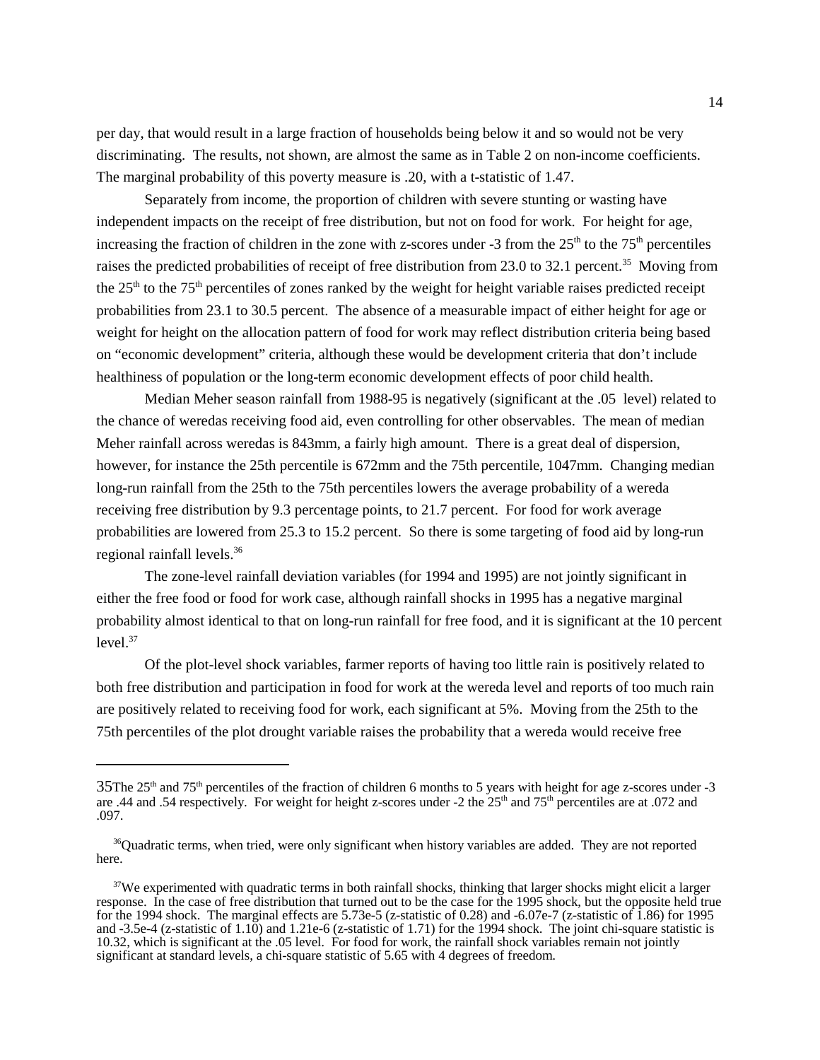per day, that would result in a large fraction of households being below it and so would not be very discriminating. The results, not shown, are almost the same as in Table 2 on non-income coefficients. The marginal probability of this poverty measure is .20, with a t-statistic of 1.47.

Separately from income, the proportion of children with severe stunting or wasting have independent impacts on the receipt of free distribution, but not on food for work. For height for age, increasing the fraction of children in the zone with z-scores under -3 from the 25th to the 75th percentiles raises the predicted probabilities of receipt of free distribution from 23.0 to 32.1 percent.[35] Moving from the 25th to the 75th percentiles of zones ranked by the weight for height variable raises predicted receipt probabilities from 23.1 to 30.5 percent. The absence of a measurable impact of either height for age or weight for height on the allocation pattern of food for work may reflect distribution criteria being based on "economic development" criteria, although these would be development criteria that don't include healthiness of population or the long-term economic development effects of poor child health.

Median Meher season rainfall from 1988-95 is negatively (significant at the .05 level) related to the chance of weredas receiving food aid, even controlling for other observables. The mean of median Meher rainfall across weredas is 843mm, a fairly high amount. There is a great deal of dispersion, however, for instance the 25th percentile is 672mm and the 75th percentile, 1047mm. Changing median long-run rainfall from the 25th to the 75th percentiles lowers the average probability of a wereda receiving free distribution by 9.3 percentage points, to 21.7 percent. For food for work average probabilities are lowered from 25.3 to 15.2 percent. So there is some targeting of food aid by long-run regional rainfall levels.[36]

The zone-level rainfall deviation variables (for 1994 and 1995) are not jointly significant in either the free food or food for work case, although rainfall shocks in 1995 has a negative marginal probability almost identical to that on long-run rainfall for free food, and it is significant at the 10 percent level.[37]

Of the plot-level shock variables, farmer reports of having too little rain is positively related to both free distribution and participation in food for work at the wereda level and reports of too much rain are positively related to receiving food for work, each significant at 5%. Moving from the 25th to the 75th percentiles of the plot drought variable raises the probability that a wereda would receive free

---

35 The 25th and 75th percentiles of the fraction of children 6 months to 5 years with height for age z-scores under -3 are .44 and .54 respectively. For weight for height z-scores under -2 the 25th and 75th percentiles are at .072 and .097.

36 Quadratic terms, when tried, were only significant when history variables are added. They are not reported here.

37 We experimented with quadratic terms in both rainfall shocks, thinking that larger shocks might elicit a larger response. In the case of free distribution that turned out to be the case for the 1995 shock, but the opposite held true for the 1994 shock. The marginal effects are 5.73e-5 (z-statistic of 0.28) and -6.07e-7 (z-statistic of 1.86) for 1995 and -3.5e-4 (z-statistic of 1.10) and 1.21e-6 (z-statistic of 1.71) for the 1994 shock. The joint chi-square statistic is 10.32, which is significant at the .05 level. For food for work, the rainfall shock variables remain not jointly significant at standard levels, a chi-square statistic of 5.65 with 4 degrees of freedom.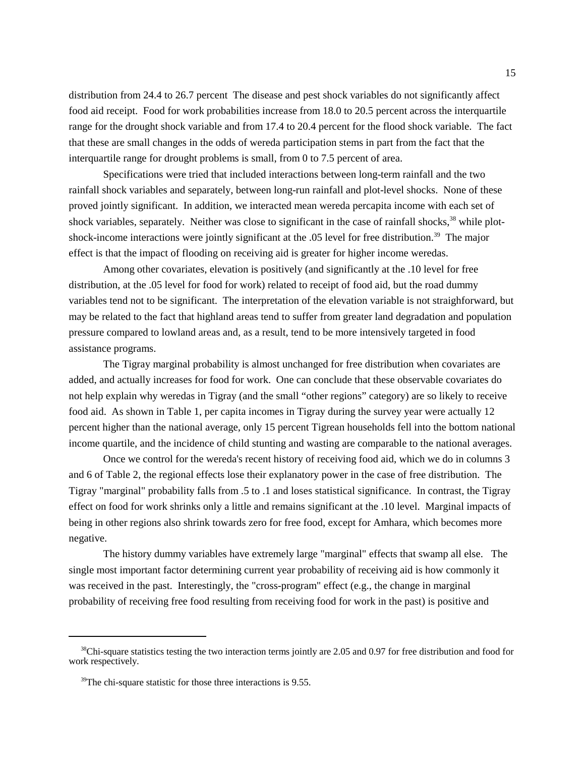distribution from 24.4 to 26.7 percent The disease and pest shock variables do not significantly affect food aid receipt. Food for work probabilities increase from 18.0 to 20.5 percent across the interquartile range for the drought shock variable and from 17.4 to 20.4 percent for the flood shock variable. The fact that these are small changes in the odds of wereda participation stems in part from the fact that the interquartile range for drought problems is small, from 0 to 7.5 percent of area.

Specifications were tried that included interactions between long-term rainfall and the two rainfall shock variables and separately, between long-run rainfall and plot-level shocks. None of these proved jointly significant. In addition, we interacted mean wereda percapita income with each set of shock variables, separately. Neither was close to significant in the case of rainfall shocks,[38] while plot-shock-income interactions were jointly significant at the .05 level for free distribution.[39] The major effect is that the impact of flooding on receiving aid is greater for higher income weredas.

Among other covariates, elevation is positively (and significantly at the .10 level for free distribution, at the .05 level for food for work) related to receipt of food aid, but the road dummy variables tend not to be significant. The interpretation of the elevation variable is not straighforward, but may be related to the fact that highland areas tend to suffer from greater land degradation and population pressure compared to lowland areas and, as a result, tend to be more intensively targeted in food assistance programs.

The Tigray marginal probability is almost unchanged for free distribution when covariates are added, and actually increases for food for work. One can conclude that these observable covariates do not help explain why weredas in Tigray (and the small "other regions" category) are so likely to receive food aid. As shown in Table 1, per capita incomes in Tigray during the survey year were actually 12 percent higher than the national average, only 15 percent Tigrean households fell into the bottom national income quartile, and the incidence of child stunting and wasting are comparable to the national averages.

Once we control for the wereda's recent history of receiving food aid, which we do in columns 3 and 6 of Table 2, the regional effects lose their explanatory power in the case of free distribution. The Tigray "marginal" probability falls from .5 to .1 and loses statistical significance. In contrast, the Tigray effect on food for work shrinks only a little and remains significant at the .10 level. Marginal impacts of being in other regions also shrink towards zero for free food, except for Amhara, which becomes more negative.

The history dummy variables have extremely large "marginal" effects that swamp all else. The single most important factor determining current year probability of receiving aid is how commonly it was received in the past. Interestingly, the "cross-program" effect (e.g., the change in marginal probability of receiving free food resulting from receiving food for work in the past) is positive and

---

[38]Chi-square statistics testing the two interaction terms jointly are 2.05 and 0.97 for free distribution and food for work respectively.

[39]The chi-square statistic for those three interactions is 9.55.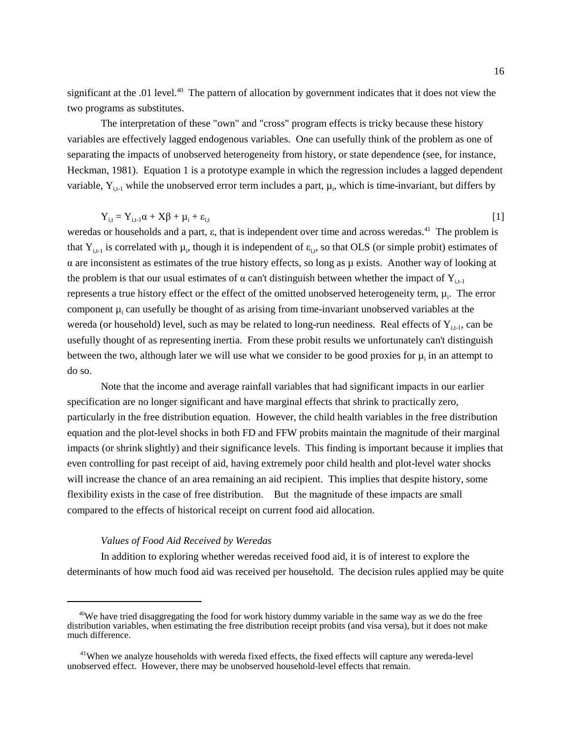significant at the .01 level.[40] The pattern of allocation by government indicates that it does not view the two programs as substitutes.

The interpretation of these "own" and "cross" program effects is tricky because these history variables are effectively lagged endogenous variables. One can usefully think of the problem as one of separating the impacts of unobserved heterogeneity from history, or state dependence (see, for instance, Heckman, 1981). Equation 1 is a prototype example in which the regression includes a lagged dependent variable, $Y_{i,t-1}$ while the unobserved error term includes a part, $\mu_i$, which is time-invariant, but differs by

$$Y_{i,t} = Y_{i,t-1}\alpha + X\beta + \mu_i + \varepsilon_{i,t} \qquad [1]$$

weredas or households and a part, $\varepsilon$, that is independent over time and across weredas.[41] The problem is that $Y_{i,t-1}$ is correlated with $\mu_i$, though it is independent of $\varepsilon_{i,t}$, so that OLS (or simple probit) estimates of $\alpha$ are inconsistent as estimates of the true history effects, so long as $\mu$ exists. Another way of looking at the problem is that our usual estimates of $\alpha$ can't distinguish between whether the impact of $Y_{i,t-1}$ represents a true history effect or the effect of the omitted unobserved heterogeneity term, $\mu_i$. The error component $\mu_i$ can usefully be thought of as arising from time-invariant unobserved variables at the wereda (or household) level, such as may be related to long-run neediness. Real effects of $Y_{i,t-1}$, can be usefully thought of as representing inertia. From these probit results we unfortunately can't distinguish between the two, although later we will use what we consider to be good proxies for $\mu_i$ in an attempt to do so.

Note that the income and average rainfall variables that had significant impacts in our earlier specification are no longer significant and have marginal effects that shrink to practically zero, particularly in the free distribution equation. However, the child health variables in the free distribution equation and the plot-level shocks in both FD and FFW probits maintain the magnitude of their marginal impacts (or shrink slightly) and their significance levels. This finding is important because it implies that even controlling for past receipt of aid, having extremely poor child health and plot-level water shocks will increase the chance of an area remaining an aid recipient. This implies that despite history, some flexibility exists in the case of free distribution. But the magnitude of these impacts are small compared to the effects of historical receipt on current food aid allocation.

*Values of Food Aid Received by Weredas*

In addition to exploring whether weredas received food aid, it is of interest to explore the determinants of how much food aid was received per household. The decision rules applied may be quite

[40] We have tried disaggregating the food for work history dummy variable in the same way as we do the free distribution variables, when estimating the free distribution receipt probits (and visa versa), but it does not make much difference.

[41] When we analyze households with wereda fixed effects, the fixed effects will capture any wereda-level unobserved effect. However, there may be unobserved household-level effects that remain.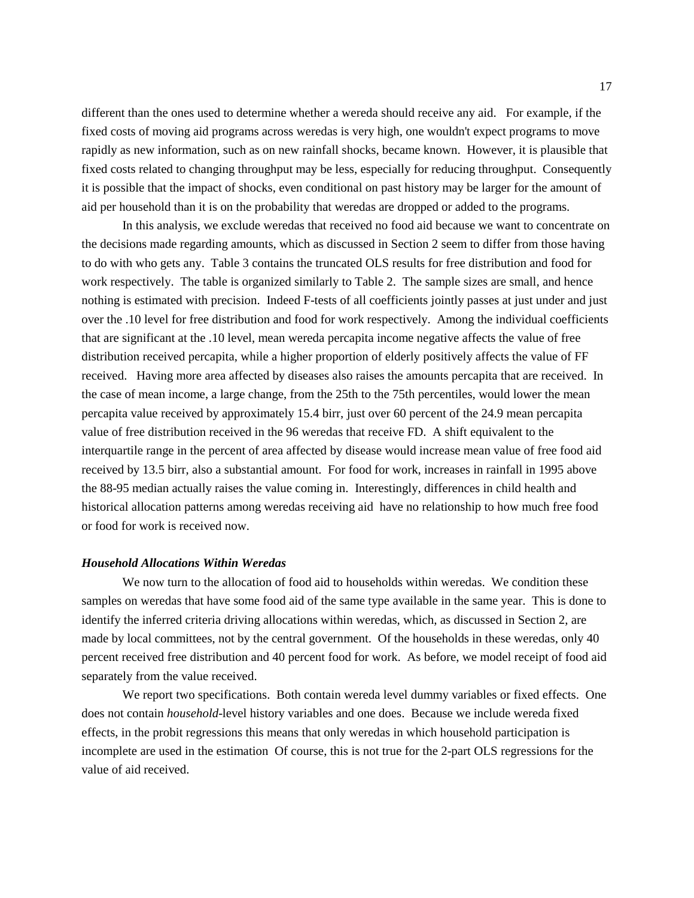different than the ones used to determine whether a wereda should receive any aid. For example, if the fixed costs of moving aid programs across weredas is very high, one wouldn't expect programs to move rapidly as new information, such as on new rainfall shocks, became known. However, it is plausible that fixed costs related to changing throughput may be less, especially for reducing throughput. Consequently it is possible that the impact of shocks, even conditional on past history may be larger for the amount of aid per household than it is on the probability that weredas are dropped or added to the programs.

In this analysis, we exclude weredas that received no food aid because we want to concentrate on the decisions made regarding amounts, which as discussed in Section 2 seem to differ from those having to do with who gets any. Table 3 contains the truncated OLS results for free distribution and food for work respectively. The table is organized similarly to Table 2. The sample sizes are small, and hence nothing is estimated with precision. Indeed F-tests of all coefficients jointly passes at just under and just over the .10 level for free distribution and food for work respectively. Among the individual coefficients that are significant at the .10 level, mean wereda percapita income negative affects the value of free distribution received percapita, while a higher proportion of elderly positively affects the value of FF received. Having more area affected by diseases also raises the amounts percapita that are received. In the case of mean income, a large change, from the 25th to the 75th percentiles, would lower the mean percapita value received by approximately 15.4 birr, just over 60 percent of the 24.9 mean percapita value of free distribution received in the 96 weredas that receive FD. A shift equivalent to the interquartile range in the percent of area affected by disease would increase mean value of free food aid received by 13.5 birr, also a substantial amount. For food for work, increases in rainfall in 1995 above the 88-95 median actually raises the value coming in. Interestingly, differences in child health and historical allocation patterns among weredas receiving aid have no relationship to how much free food or food for work is received now.

### *Household Allocations Within Weredas*

We now turn to the allocation of food aid to households within weredas. We condition these samples on weredas that have some food aid of the same type available in the same year. This is done to identify the inferred criteria driving allocations within weredas, which, as discussed in Section 2, are made by local committees, not by the central government. Of the households in these weredas, only 40 percent received free distribution and 40 percent food for work. As before, we model receipt of food aid separately from the value received.

We report two specifications. Both contain wereda level dummy variables or fixed effects. One does not contain *household*-level history variables and one does. Because we include wereda fixed effects, in the probit regressions this means that only weredas in which household participation is incomplete are used in the estimation Of course, this is not true for the 2-part OLS regressions for the value of aid received.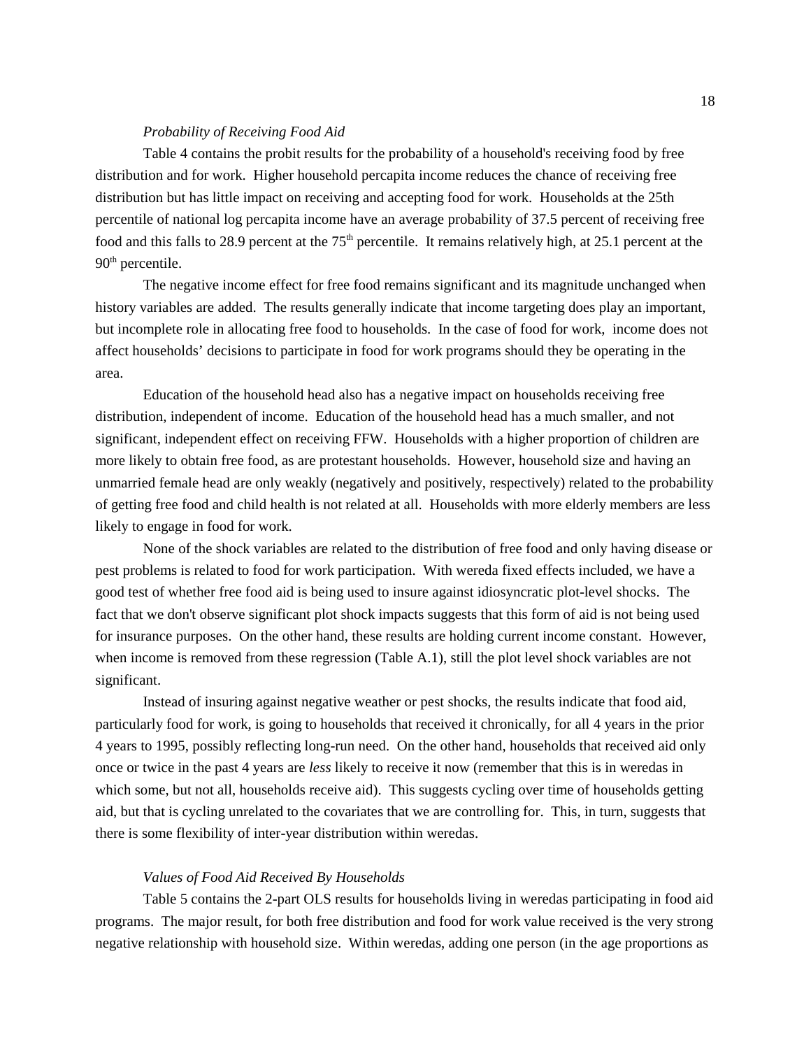*Probability of Receiving Food Aid*

Table 4 contains the probit results for the probability of a household's receiving food by free distribution and for work. Higher household percapita income reduces the chance of receiving free distribution but has little impact on receiving and accepting food for work. Households at the 25th percentile of national log percapita income have an average probability of 37.5 percent of receiving free food and this falls to 28.9 percent at the 75th percentile. It remains relatively high, at 25.1 percent at the 90th percentile.

The negative income effect for free food remains significant and its magnitude unchanged when history variables are added. The results generally indicate that income targeting does play an important, but incomplete role in allocating free food to households. In the case of food for work, income does not affect households' decisions to participate in food for work programs should they be operating in the area.

Education of the household head also has a negative impact on households receiving free distribution, independent of income. Education of the household head has a much smaller, and not significant, independent effect on receiving FFW. Households with a higher proportion of children are more likely to obtain free food, as are protestant households. However, household size and having an unmarried female head are only weakly (negatively and positively, respectively) related to the probability of getting free food and child health is not related at all. Households with more elderly members are less likely to engage in food for work.

None of the shock variables are related to the distribution of free food and only having disease or pest problems is related to food for work participation. With wereda fixed effects included, we have a good test of whether free food aid is being used to insure against idiosyncratic plot-level shocks. The fact that we don't observe significant plot shock impacts suggests that this form of aid is not being used for insurance purposes. On the other hand, these results are holding current income constant. However, when income is removed from these regression (Table A.1), still the plot level shock variables are not significant.

Instead of insuring against negative weather or pest shocks, the results indicate that food aid, particularly food for work, is going to households that received it chronically, for all 4 years in the prior 4 years to 1995, possibly reflecting long-run need. On the other hand, households that received aid only once or twice in the past 4 years are *less* likely to receive it now (remember that this is in weredas in which some, but not all, households receive aid). This suggests cycling over time of households getting aid, but that is cycling unrelated to the covariates that we are controlling for. This, in turn, suggests that there is some flexibility of inter-year distribution within weredas.

*Values of Food Aid Received By Households*

Table 5 contains the 2-part OLS results for households living in weredas participating in food aid programs. The major result, for both free distribution and food for work value received is the very strong negative relationship with household size. Within weredas, adding one person (in the age proportions as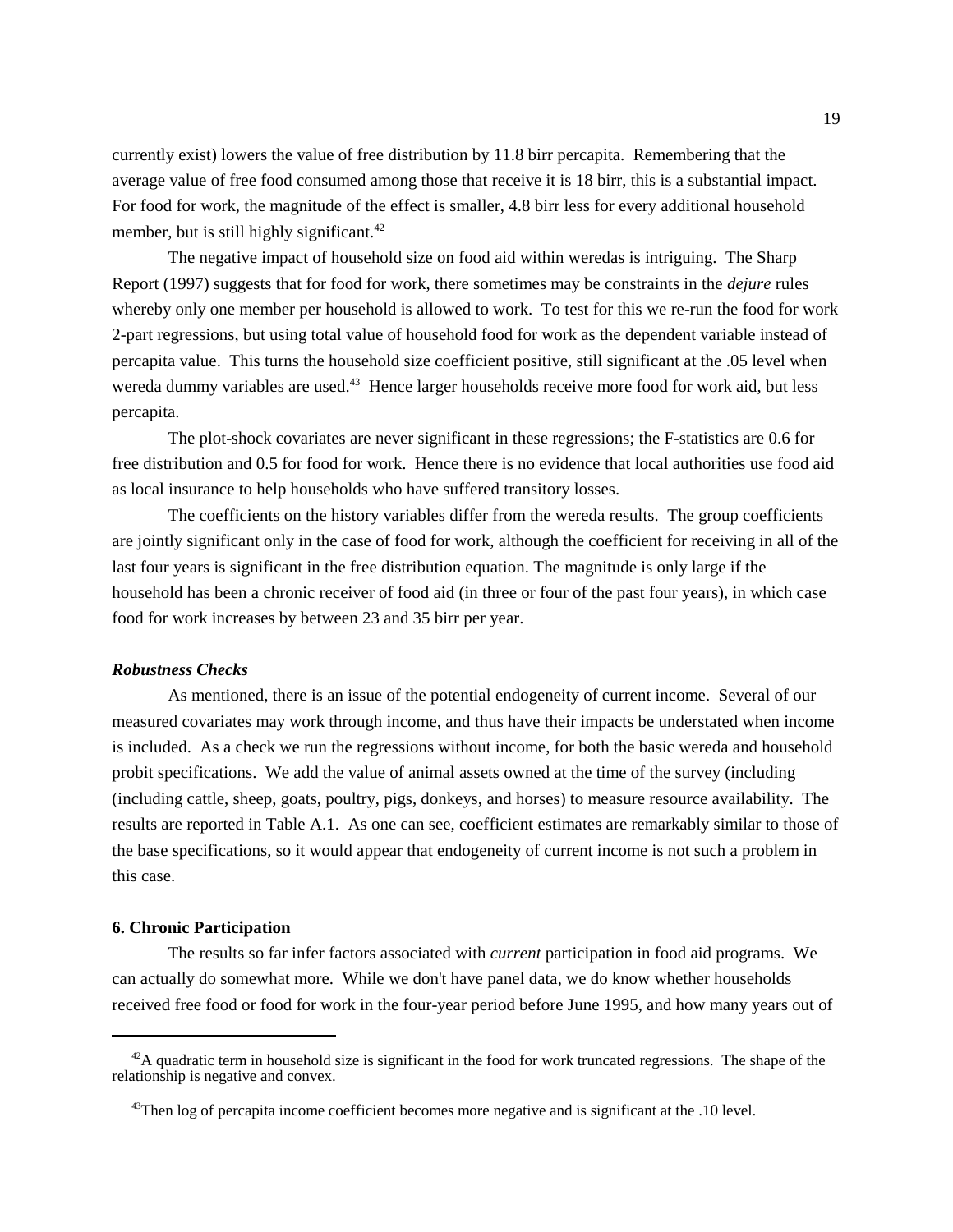currently exist) lowers the value of free distribution by 11.8 birr percapita. Remembering that the average value of free food consumed among those that receive it is 18 birr, this is a substantial impact. For food for work, the magnitude of the effect is smaller, 4.8 birr less for every additional household member, but is still highly significant.[42]

The negative impact of household size on food aid within weredas is intriguing. The Sharp Report (1997) suggests that for food for work, there sometimes may be constraints in the *dejure* rules whereby only one member per household is allowed to work. To test for this we re-run the food for work 2-part regressions, but using total value of household food for work as the dependent variable instead of percapita value. This turns the household size coefficient positive, still significant at the .05 level when wereda dummy variables are used.[43] Hence larger households receive more food for work aid, but less percapita.

The plot-shock covariates are never significant in these regressions; the F-statistics are 0.6 for free distribution and 0.5 for food for work. Hence there is no evidence that local authorities use food aid as local insurance to help households who have suffered transitory losses.

The coefficients on the history variables differ from the wereda results. The group coefficients are jointly significant only in the case of food for work, although the coefficient for receiving in all of the last four years is significant in the free distribution equation. The magnitude is only large if the household has been a chronic receiver of food aid (in three or four of the past four years), in which case food for work increases by between 23 and 35 birr per year.

***Robustness Checks***

As mentioned, there is an issue of the potential endogeneity of current income. Several of our measured covariates may work through income, and thus have their impacts be understated when income is included. As a check we run the regressions without income, for both the basic wereda and household probit specifications. We add the value of animal assets owned at the time of the survey (including (including cattle, sheep, goats, poultry, pigs, donkeys, and horses) to measure resource availability. The results are reported in Table A.1. As one can see, coefficient estimates are remarkably similar to those of the base specifications, so it would appear that endogeneity of current income is not such a problem in this case.

## 6. Chronic Participation

The results so far infer factors associated with *current* participation in food aid programs. We can actually do somewhat more. While we don't have panel data, we do know whether households received free food or food for work in the four-year period before June 1995, and how many years out of

---

[42]A quadratic term in household size is significant in the food for work truncated regressions. The shape of the relationship is negative and convex.

[43]Then log of percapita income coefficient becomes more negative and is significant at the .10 level.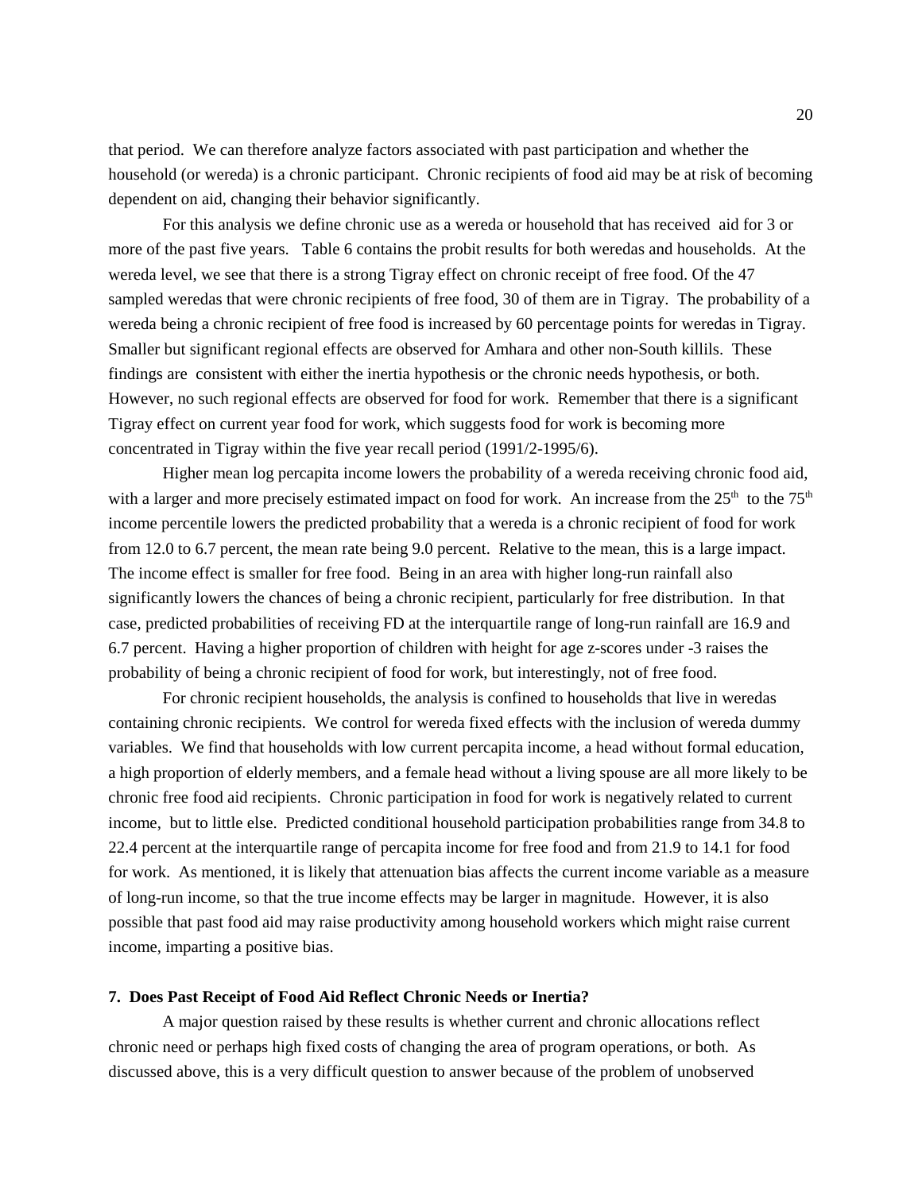that period. We can therefore analyze factors associated with past participation and whether the household (or wereda) is a chronic participant. Chronic recipients of food aid may be at risk of becoming dependent on aid, changing their behavior significantly.

For this analysis we define chronic use as a wereda or household that has received aid for 3 or more of the past five years. Table 6 contains the probit results for both weredas and households. At the wereda level, we see that there is a strong Tigray effect on chronic receipt of free food. Of the 47 sampled weredas that were chronic recipients of free food, 30 of them are in Tigray. The probability of a wereda being a chronic recipient of free food is increased by 60 percentage points for weredas in Tigray. Smaller but significant regional effects are observed for Amhara and other non-South killils. These findings are consistent with either the inertia hypothesis or the chronic needs hypothesis, or both. However, no such regional effects are observed for food for work. Remember that there is a significant Tigray effect on current year food for work, which suggests food for work is becoming more concentrated in Tigray within the five year recall period (1991/2-1995/6).

Higher mean log percapita income lowers the probability of a wereda receiving chronic food aid, with a larger and more precisely estimated impact on food for work. An increase from the 25th to the 75th income percentile lowers the predicted probability that a wereda is a chronic recipient of food for work from 12.0 to 6.7 percent, the mean rate being 9.0 percent. Relative to the mean, this is a large impact. The income effect is smaller for free food. Being in an area with higher long-run rainfall also significantly lowers the chances of being a chronic recipient, particularly for free distribution. In that case, predicted probabilities of receiving FD at the interquartile range of long-run rainfall are 16.9 and 6.7 percent. Having a higher proportion of children with height for age z-scores under -3 raises the probability of being a chronic recipient of food for work, but interestingly, not of free food.

For chronic recipient households, the analysis is confined to households that live in weredas containing chronic recipients. We control for wereda fixed effects with the inclusion of wereda dummy variables. We find that households with low current percapita income, a head without formal education, a high proportion of elderly members, and a female head without a living spouse are all more likely to be chronic free food aid recipients. Chronic participation in food for work is negatively related to current income, but to little else. Predicted conditional household participation probabilities range from 34.8 to 22.4 percent at the interquartile range of percapita income for free food and from 21.9 to 14.1 for food for work. As mentioned, it is likely that attenuation bias affects the current income variable as a measure of long-run income, so that the true income effects may be larger in magnitude. However, it is also possible that past food aid may raise productivity among household workers which might raise current income, imparting a positive bias.

## 7. Does Past Receipt of Food Aid Reflect Chronic Needs or Inertia?

A major question raised by these results is whether current and chronic allocations reflect chronic need or perhaps high fixed costs of changing the area of program operations, or both. As discussed above, this is a very difficult question to answer because of the problem of unobserved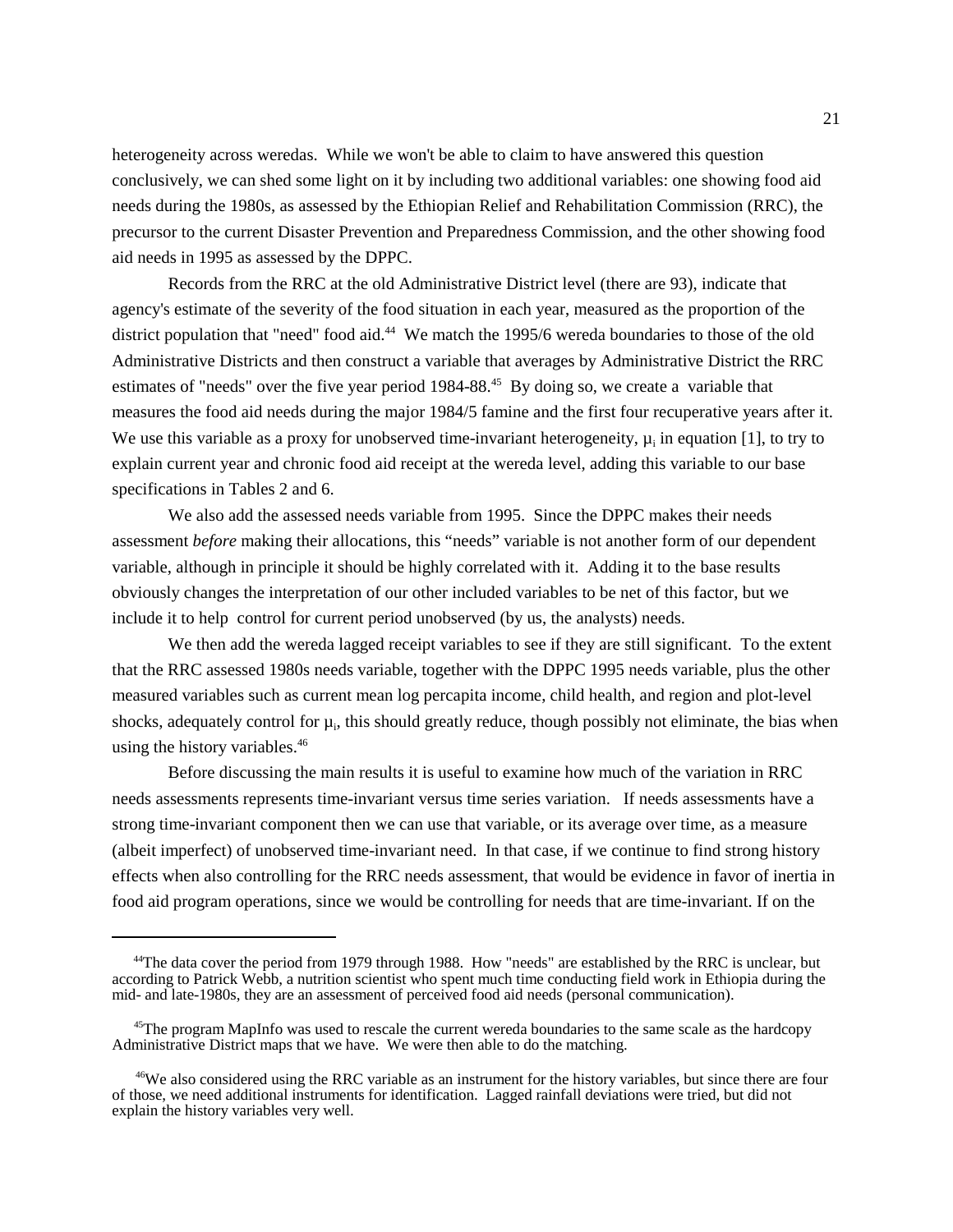heterogeneity across weredas. While we won't be able to claim to have answered this question conclusively, we can shed some light on it by including two additional variables: one showing food aid needs during the 1980s, as assessed by the Ethiopian Relief and Rehabilitation Commission (RRC), the precursor to the current Disaster Prevention and Preparedness Commission, and the other showing food aid needs in 1995 as assessed by the DPPC.

Records from the RRC at the old Administrative District level (there are 93), indicate that agency's estimate of the severity of the food situation in each year, measured as the proportion of the district population that "need" food aid.[44] We match the 1995/6 wereda boundaries to those of the old Administrative Districts and then construct a variable that averages by Administrative District the RRC estimates of "needs" over the five year period 1984-88.[45] By doing so, we create a variable that measures the food aid needs during the major 1984/5 famine and the first four recuperative years after it. We use this variable as a proxy for unobserved time-invariant heterogeneity, $\mu_i$ in equation [1], to try to explain current year and chronic food aid receipt at the wereda level, adding this variable to our base specifications in Tables 2 and 6.

We also add the assessed needs variable from 1995. Since the DPPC makes their needs assessment *before* making their allocations, this "needs" variable is not another form of our dependent variable, although in principle it should be highly correlated with it. Adding it to the base results obviously changes the interpretation of our other included variables to be net of this factor, but we include it to help control for current period unobserved (by us, the analysts) needs.

We then add the wereda lagged receipt variables to see if they are still significant. To the extent that the RRC assessed 1980s needs variable, together with the DPPC 1995 needs variable, plus the other measured variables such as current mean log percapita income, child health, and region and plot-level shocks, adequately control for $\mu_i$, this should greatly reduce, though possibly not eliminate, the bias when using the history variables.[46]

Before discussing the main results it is useful to examine how much of the variation in RRC needs assessments represents time-invariant versus time series variation. If needs assessments have a strong time-invariant component then we can use that variable, or its average over time, as a measure (albeit imperfect) of unobserved time-invariant need. In that case, if we continue to find strong history effects when also controlling for the RRC needs assessment, that would be evidence in favor of inertia in food aid program operations, since we would be controlling for needs that are time-invariant. If on the

---

[44] The data cover the period from 1979 through 1988. How "needs" are established by the RRC is unclear, but according to Patrick Webb, a nutrition scientist who spent much time conducting field work in Ethiopia during the mid- and late-1980s, they are an assessment of perceived food aid needs (personal communication).

[45] The program MapInfo was used to rescale the current wereda boundaries to the same scale as the hardcopy Administrative District maps that we have. We were then able to do the matching.

[46] We also considered using the RRC variable as an instrument for the history variables, but since there are four of those, we need additional instruments for identification. Lagged rainfall deviations were tried, but did not explain the history variables very well.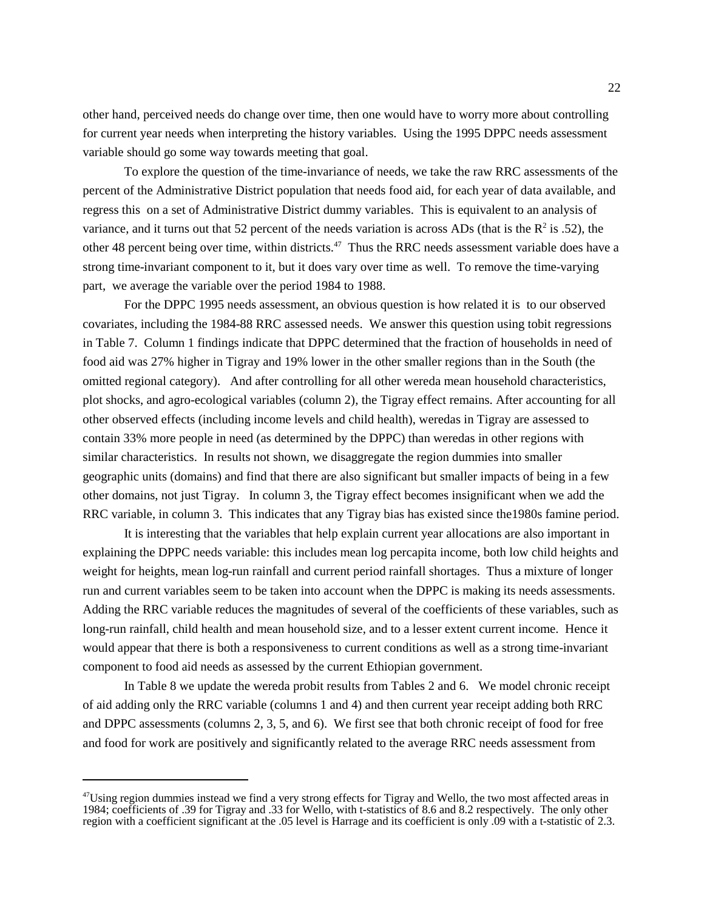other hand, perceived needs do change over time, then one would have to worry more about controlling for current year needs when interpreting the history variables. Using the 1995 DPPC needs assessment variable should go some way towards meeting that goal.

To explore the question of the time-invariance of needs, we take the raw RRC assessments of the percent of the Administrative District population that needs food aid, for each year of data available, and regress this on a set of Administrative District dummy variables. This is equivalent to an analysis of variance, and it turns out that 52 percent of the needs variation is across ADs (that is the $R^2$ is .52), the other 48 percent being over time, within districts.[47] Thus the RRC needs assessment variable does have a strong time-invariant component to it, but it does vary over time as well. To remove the time-varying part, we average the variable over the period 1984 to 1988.

For the DPPC 1995 needs assessment, an obvious question is how related it is to our observed covariates, including the 1984-88 RRC assessed needs. We answer this question using tobit regressions in Table 7. Column 1 findings indicate that DPPC determined that the fraction of households in need of food aid was 27% higher in Tigray and 19% lower in the other smaller regions than in the South (the omitted regional category). And after controlling for all other wereda mean household characteristics, plot shocks, and agro-ecological variables (column 2), the Tigray effect remains. After accounting for all other observed effects (including income levels and child health), weredas in Tigray are assessed to contain 33% more people in need (as determined by the DPPC) than weredas in other regions with similar characteristics. In results not shown, we disaggregate the region dummies into smaller geographic units (domains) and find that there are also significant but smaller impacts of being in a few other domains, not just Tigray. In column 3, the Tigray effect becomes insignificant when we add the RRC variable, in column 3. This indicates that any Tigray bias has existed since the1980s famine period.

It is interesting that the variables that help explain current year allocations are also important in explaining the DPPC needs variable: this includes mean log percapita income, both low child heights and weight for heights, mean log-run rainfall and current period rainfall shortages. Thus a mixture of longer run and current variables seem to be taken into account when the DPPC is making its needs assessments. Adding the RRC variable reduces the magnitudes of several of the coefficients of these variables, such as long-run rainfall, child health and mean household size, and to a lesser extent current income. Hence it would appear that there is both a responsiveness to current conditions as well as a strong time-invariant component to food aid needs as assessed by the current Ethiopian government.

In Table 8 we update the wereda probit results from Tables 2 and 6. We model chronic receipt of aid adding only the RRC variable (columns 1 and 4) and then current year receipt adding both RRC and DPPC assessments (columns 2, 3, 5, and 6). We first see that both chronic receipt of food for free and food for work are positively and significantly related to the average RRC needs assessment from

---

[47] Using region dummies instead we find a very strong effects for Tigray and Wello, the two most affected areas in 1984; coefficients of .39 for Tigray and .33 for Wello, with t-statistics of 8.6 and 8.2 respectively. The only other region with a coefficient significant at the .05 level is Harrage and its coefficient is only .09 with a t-statistic of 2.3.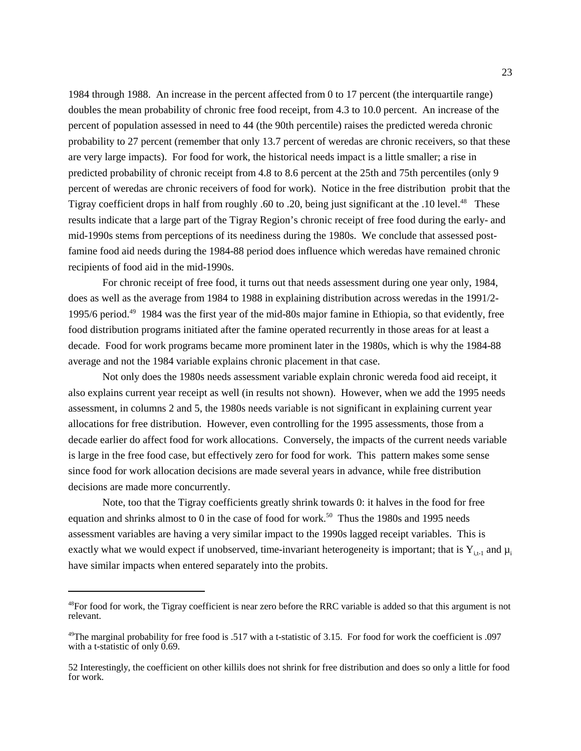1984 through 1988. An increase in the percent affected from 0 to 17 percent (the interquartile range) doubles the mean probability of chronic free food receipt, from 4.3 to 10.0 percent. An increase of the percent of population assessed in need to 44 (the 90th percentile) raises the predicted wereda chronic probability to 27 percent (remember that only 13.7 percent of weredas are chronic receivers, so that these are very large impacts). For food for work, the historical needs impact is a little smaller; a rise in predicted probability of chronic receipt from 4.8 to 8.6 percent at the 25th and 75th percentiles (only 9 percent of weredas are chronic receivers of food for work). Notice in the free distribution probit that the Tigray coefficient drops in half from roughly .60 to .20, being just significant at the .10 level.[48] These results indicate that a large part of the Tigray Region's chronic receipt of free food during the early- and mid-1990s stems from perceptions of its neediness during the 1980s. We conclude that assessed post-famine food aid needs during the 1984-88 period does influence which weredas have remained chronic recipients of food aid in the mid-1990s.

For chronic receipt of free food, it turns out that needs assessment during one year only, 1984, does as well as the average from 1984 to 1988 in explaining distribution across weredas in the 1991/2-1995/6 period.[49] 1984 was the first year of the mid-80s major famine in Ethiopia, so that evidently, free food distribution programs initiated after the famine operated recurrently in those areas for at least a decade. Food for work programs became more prominent later in the 1980s, which is why the 1984-88 average and not the 1984 variable explains chronic placement in that case.

Not only does the 1980s needs assessment variable explain chronic wereda food aid receipt, it also explains current year receipt as well (in results not shown). However, when we add the 1995 needs assessment, in columns 2 and 5, the 1980s needs variable is not significant in explaining current year allocations for free distribution. However, even controlling for the 1995 assessments, those from a decade earlier do affect food for work allocations. Conversely, the impacts of the current needs variable is large in the free food case, but effectively zero for food for work. This pattern makes some sense since food for work allocation decisions are made several years in advance, while free distribution decisions are made more concurrently.

Note, too that the Tigray coefficients greatly shrink towards 0: it halves in the food for free equation and shrinks almost to 0 in the case of food for work.[50] Thus the 1980s and 1995 needs assessment variables are having a very similar impact to the 1990s lagged receipt variables. This is exactly what we would expect if unobserved, time-invariant heterogeneity is important; that is $Y_{i,t-1}$ and $\mu_i$ have similar impacts when entered separately into the probits.

---

[48]For food for work, the Tigray coefficient is near zero before the RRC variable is added so that this argument is not relevant.

[49]The marginal probability for free food is .517 with a t-statistic of 3.15. For food for work the coefficient is .097 with a t-statistic of only 0.69.

52 Interestingly, the coefficient on other killils does not shrink for free distribution and does so only a little for food for work.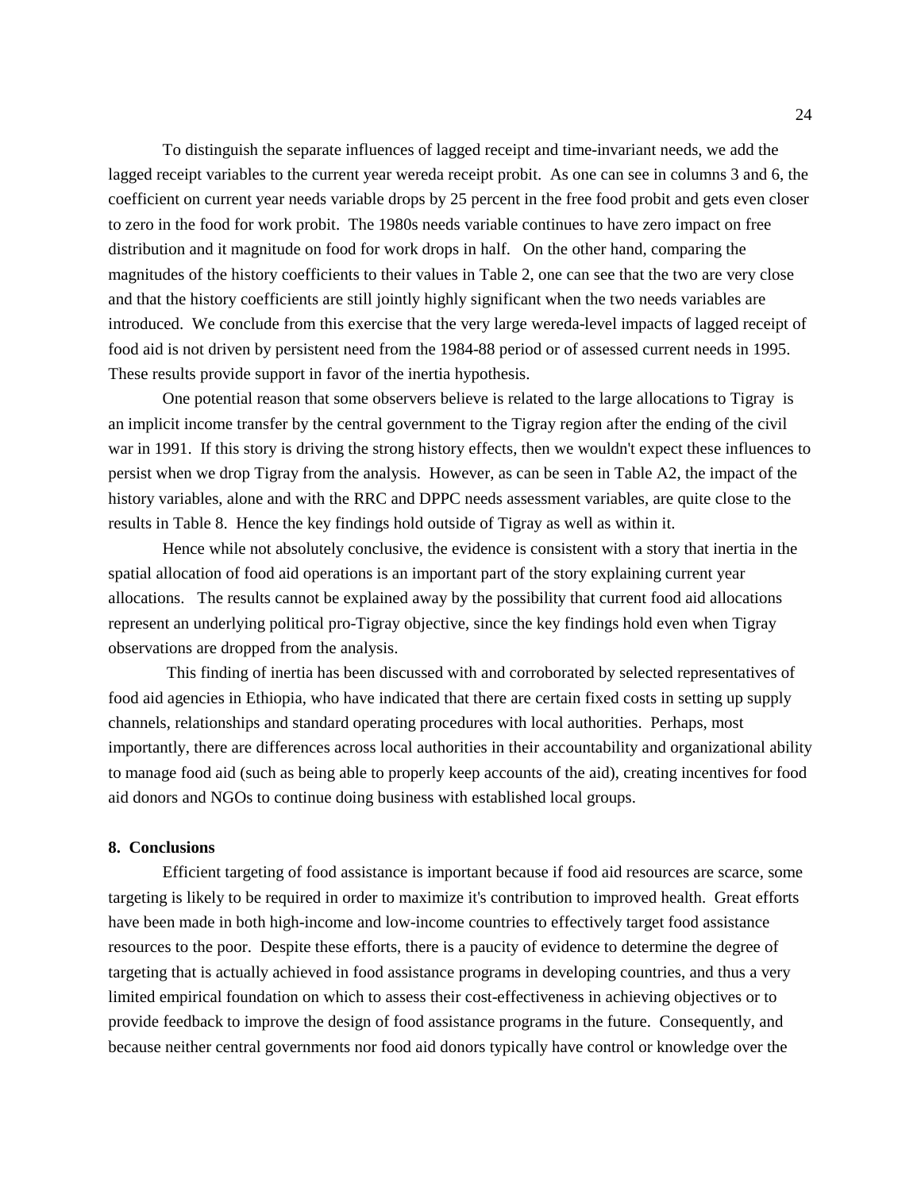To distinguish the separate influences of lagged receipt and time-invariant needs, we add the lagged receipt variables to the current year wereda receipt probit. As one can see in columns 3 and 6, the coefficient on current year needs variable drops by 25 percent in the free food probit and gets even closer to zero in the food for work probit. The 1980s needs variable continues to have zero impact on free distribution and it magnitude on food for work drops in half. On the other hand, comparing the magnitudes of the history coefficients to their values in Table 2, one can see that the two are very close and that the history coefficients are still jointly highly significant when the two needs variables are introduced. We conclude from this exercise that the very large wereda-level impacts of lagged receipt of food aid is not driven by persistent need from the 1984-88 period or of assessed current needs in 1995. These results provide support in favor of the inertia hypothesis.

One potential reason that some observers believe is related to the large allocations to Tigray is an implicit income transfer by the central government to the Tigray region after the ending of the civil war in 1991. If this story is driving the strong history effects, then we wouldn't expect these influences to persist when we drop Tigray from the analysis. However, as can be seen in Table A2, the impact of the history variables, alone and with the RRC and DPPC needs assessment variables, are quite close to the results in Table 8. Hence the key findings hold outside of Tigray as well as within it.

Hence while not absolutely conclusive, the evidence is consistent with a story that inertia in the spatial allocation of food aid operations is an important part of the story explaining current year allocations. The results cannot be explained away by the possibility that current food aid allocations represent an underlying political pro-Tigray objective, since the key findings hold even when Tigray observations are dropped from the analysis.

This finding of inertia has been discussed with and corroborated by selected representatives of food aid agencies in Ethiopia, who have indicated that there are certain fixed costs in setting up supply channels, relationships and standard operating procedures with local authorities. Perhaps, most importantly, there are differences across local authorities in their accountability and organizational ability to manage food aid (such as being able to properly keep accounts of the aid), creating incentives for food aid donors and NGOs to continue doing business with established local groups.

## 8. Conclusions

Efficient targeting of food assistance is important because if food aid resources are scarce, some targeting is likely to be required in order to maximize it's contribution to improved health. Great efforts have been made in both high-income and low-income countries to effectively target food assistance resources to the poor. Despite these efforts, there is a paucity of evidence to determine the degree of targeting that is actually achieved in food assistance programs in developing countries, and thus a very limited empirical foundation on which to assess their cost-effectiveness in achieving objectives or to provide feedback to improve the design of food assistance programs in the future. Consequently, and because neither central governments nor food aid donors typically have control or knowledge over the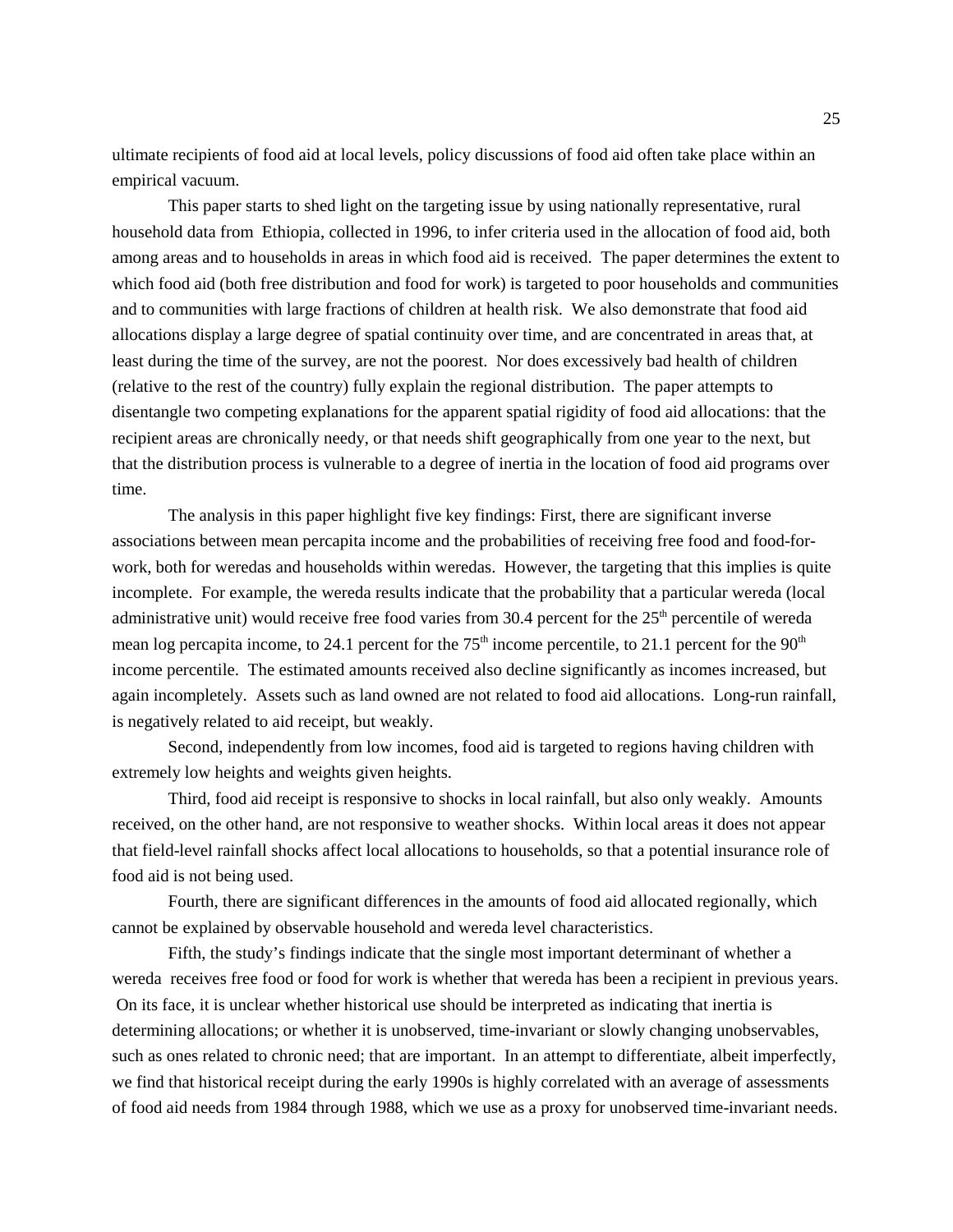ultimate recipients of food aid at local levels, policy discussions of food aid often take place within an empirical vacuum.

This paper starts to shed light on the targeting issue by using nationally representative, rural household data from Ethiopia, collected in 1996, to infer criteria used in the allocation of food aid, both among areas and to households in areas in which food aid is received. The paper determines the extent to which food aid (both free distribution and food for work) is targeted to poor households and communities and to communities with large fractions of children at health risk. We also demonstrate that food aid allocations display a large degree of spatial continuity over time, and are concentrated in areas that, at least during the time of the survey, are not the poorest. Nor does excessively bad health of children (relative to the rest of the country) fully explain the regional distribution. The paper attempts to disentangle two competing explanations for the apparent spatial rigidity of food aid allocations: that the recipient areas are chronically needy, or that needs shift geographically from one year to the next, but that the distribution process is vulnerable to a degree of inertia in the location of food aid programs over time.

The analysis in this paper highlight five key findings: First, there are significant inverse associations between mean percapita income and the probabilities of receiving free food and food-for-work, both for weredas and households within weredas. However, the targeting that this implies is quite incomplete. For example, the wereda results indicate that the probability that a particular wereda (local administrative unit) would receive free food varies from 30.4 percent for the 25th percentile of wereda mean log percapita income, to 24.1 percent for the 75th income percentile, to 21.1 percent for the 90th income percentile. The estimated amounts received also decline significantly as incomes increased, but again incompletely. Assets such as land owned are not related to food aid allocations. Long-run rainfall, is negatively related to aid receipt, but weakly.

Second, independently from low incomes, food aid is targeted to regions having children with extremely low heights and weights given heights.

Third, food aid receipt is responsive to shocks in local rainfall, but also only weakly. Amounts received, on the other hand, are not responsive to weather shocks. Within local areas it does not appear that field-level rainfall shocks affect local allocations to households, so that a potential insurance role of food aid is not being used.

Fourth, there are significant differences in the amounts of food aid allocated regionally, which cannot be explained by observable household and wereda level characteristics.

Fifth, the study's findings indicate that the single most important determinant of whether a wereda receives free food or food for work is whether that wereda has been a recipient in previous years. On its face, it is unclear whether historical use should be interpreted as indicating that inertia is determining allocations; or whether it is unobserved, time-invariant or slowly changing unobservables, such as ones related to chronic need; that are important. In an attempt to differentiate, albeit imperfectly, we find that historical receipt during the early 1990s is highly correlated with an average of assessments of food aid needs from 1984 through 1988, which we use as a proxy for unobserved time-invariant needs.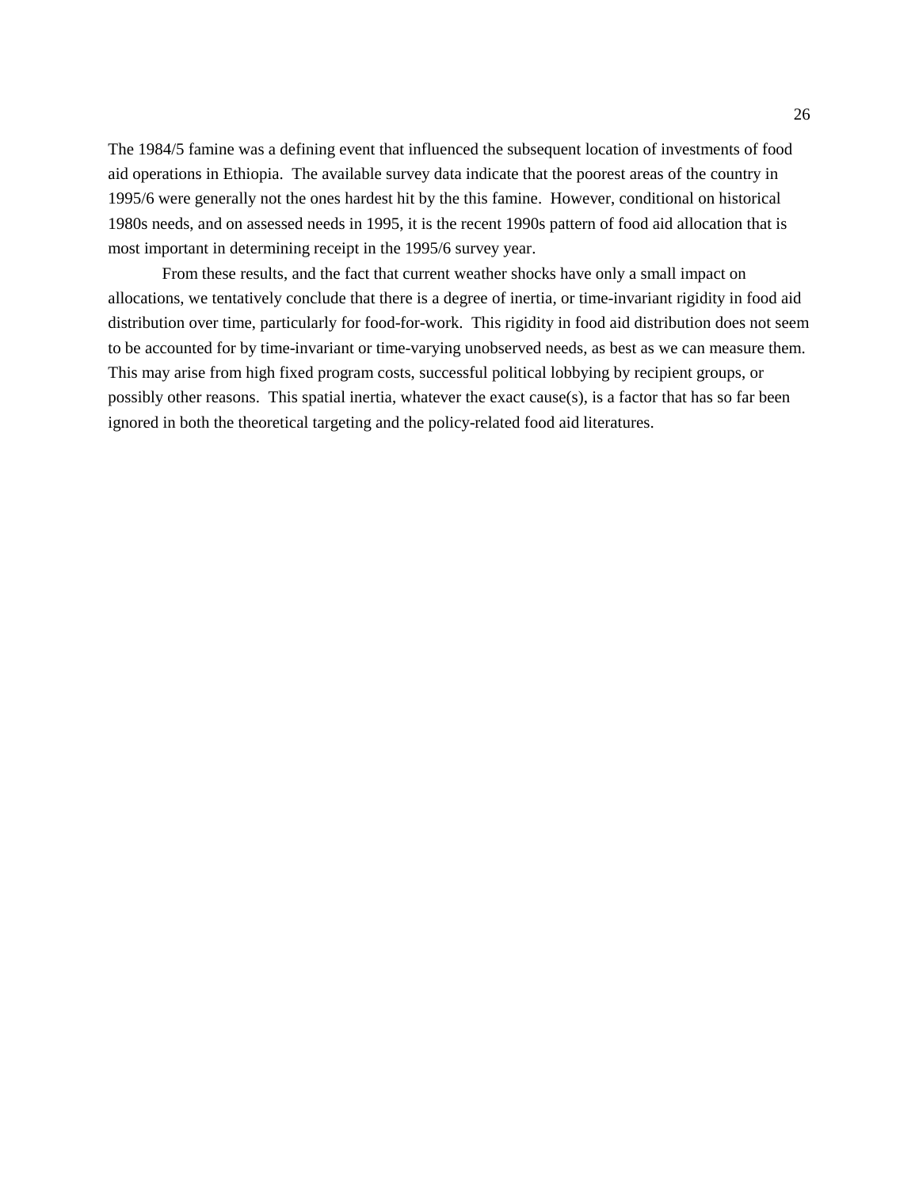The 1984/5 famine was a defining event that influenced the subsequent location of investments of food aid operations in Ethiopia. The available survey data indicate that the poorest areas of the country in 1995/6 were generally not the ones hardest hit by the this famine. However, conditional on historical 1980s needs, and on assessed needs in 1995, it is the recent 1990s pattern of food aid allocation that is most important in determining receipt in the 1995/6 survey year.

From these results, and the fact that current weather shocks have only a small impact on allocations, we tentatively conclude that there is a degree of inertia, or time-invariant rigidity in food aid distribution over time, particularly for food-for-work. This rigidity in food aid distribution does not seem to be accounted for by time-invariant or time-varying unobserved needs, as best as we can measure them. This may arise from high fixed program costs, successful political lobbying by recipient groups, or possibly other reasons. This spatial inertia, whatever the exact cause(s), is a factor that has so far been ignored in both the theoretical targeting and the policy-related food aid literatures.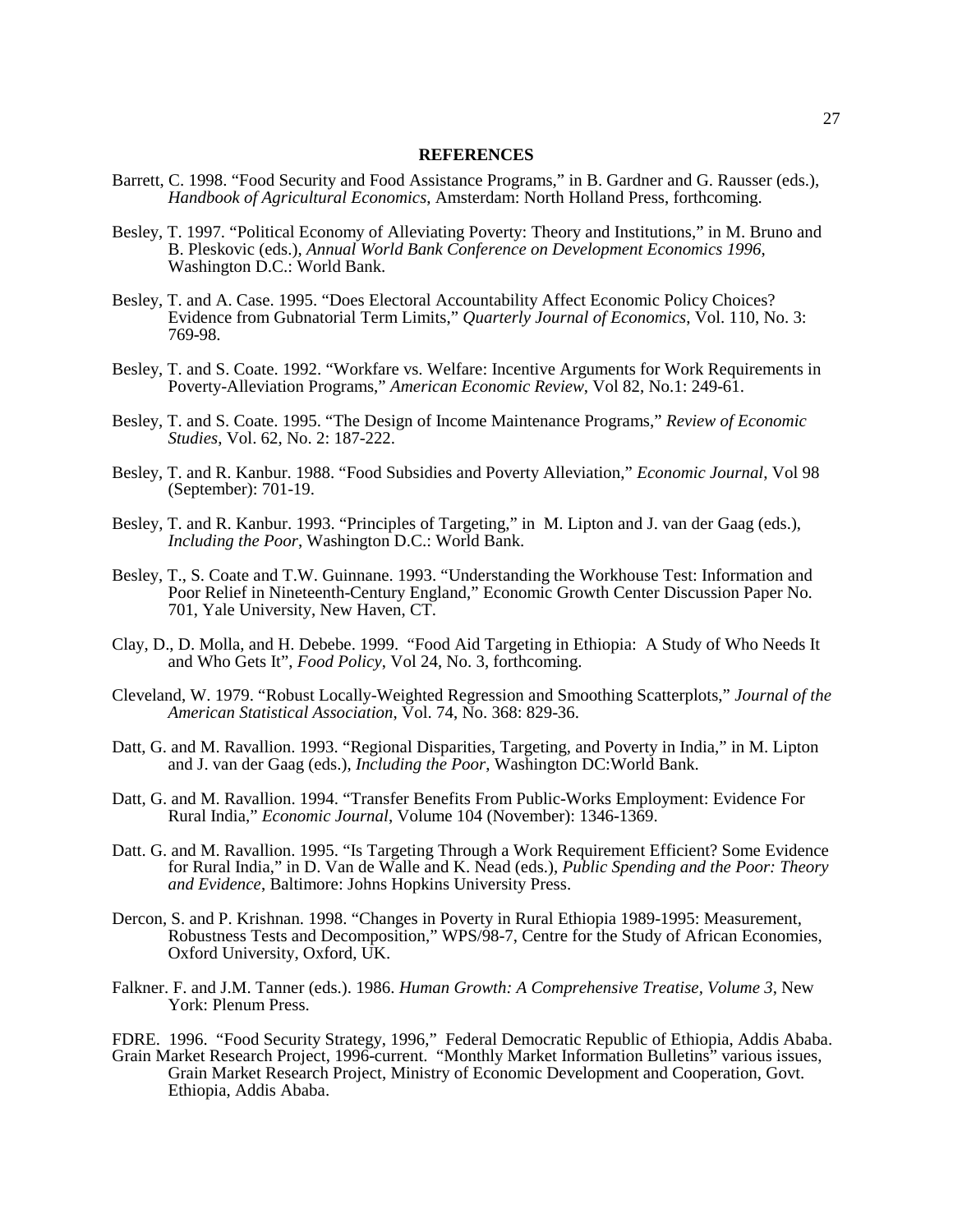## REFERENCES

Barrett, C. 1998. "Food Security and Food Assistance Programs," in B. Gardner and G. Rausser (eds.), *Handbook of Agricultural Economics*, Amsterdam: North Holland Press, forthcoming.

Besley, T. 1997. "Political Economy of Alleviating Poverty: Theory and Institutions," in M. Bruno and B. Pleskovic (eds.), *Annual World Bank Conference on Development Economics 1996*, Washington D.C.: World Bank.

Besley, T. and A. Case. 1995. "Does Electoral Accountability Affect Economic Policy Choices? Evidence from Gubnatorial Term Limits," *Quarterly Journal of Economics*, Vol. 110, No. 3: 769-98.

Besley, T. and S. Coate. 1992. "Workfare vs. Welfare: Incentive Arguments for Work Requirements in Poverty-Alleviation Programs," *American Economic Review*, Vol 82, No.1: 249-61.

Besley, T. and S. Coate. 1995. "The Design of Income Maintenance Programs," *Review of Economic Studies*, Vol. 62, No. 2: 187-222.

Besley, T. and R. Kanbur. 1988. "Food Subsidies and Poverty Alleviation," *Economic Journal*, Vol 98 (September): 701-19.

Besley, T. and R. Kanbur. 1993. "Principles of Targeting," in M. Lipton and J. van der Gaag (eds.), *Including the Poor*, Washington D.C.: World Bank.

Besley, T., S. Coate and T.W. Guinnane. 1993. "Understanding the Workhouse Test: Information and Poor Relief in Nineteenth-Century England," Economic Growth Center Discussion Paper No. 701, Yale University, New Haven, CT.

Clay, D., D. Molla, and H. Debebe. 1999. "Food Aid Targeting in Ethiopia: A Study of Who Needs It and Who Gets It", *Food Policy*, Vol 24, No. 3, forthcoming.

Cleveland, W. 1979. "Robust Locally-Weighted Regression and Smoothing Scatterplots," *Journal of the American Statistical Association*, Vol. 74, No. 368: 829-36.

Datt, G. and M. Ravallion. 1993. "Regional Disparities, Targeting, and Poverty in India," in M. Lipton and J. van der Gaag (eds.), *Including the Poor*, Washington DC:World Bank.

Datt, G. and M. Ravallion. 1994. "Transfer Benefits From Public-Works Employment: Evidence For Rural India," *Economic Journal*, Volume 104 (November): 1346-1369.

Datt. G. and M. Ravallion. 1995. "Is Targeting Through a Work Requirement Efficient? Some Evidence for Rural India," in D. Van de Walle and K. Nead (eds.), *Public Spending and the Poor: Theory and Evidence*, Baltimore: Johns Hopkins University Press.

Dercon, S. and P. Krishnan. 1998. "Changes in Poverty in Rural Ethiopia 1989-1995: Measurement, Robustness Tests and Decomposition," WPS/98-7, Centre for the Study of African Economies, Oxford University, Oxford, UK.

Falkner. F. and J.M. Tanner (eds.). 1986. *Human Growth: A Comprehensive Treatise, Volume 3*, New York: Plenum Press.

FDRE. 1996. "Food Security Strategy, 1996," Federal Democratic Republic of Ethiopia, Addis Ababa.

Grain Market Research Project, 1996-current. "Monthly Market Information Bulletins" various issues, Grain Market Research Project, Ministry of Economic Development and Cooperation, Govt. Ethiopia, Addis Ababa.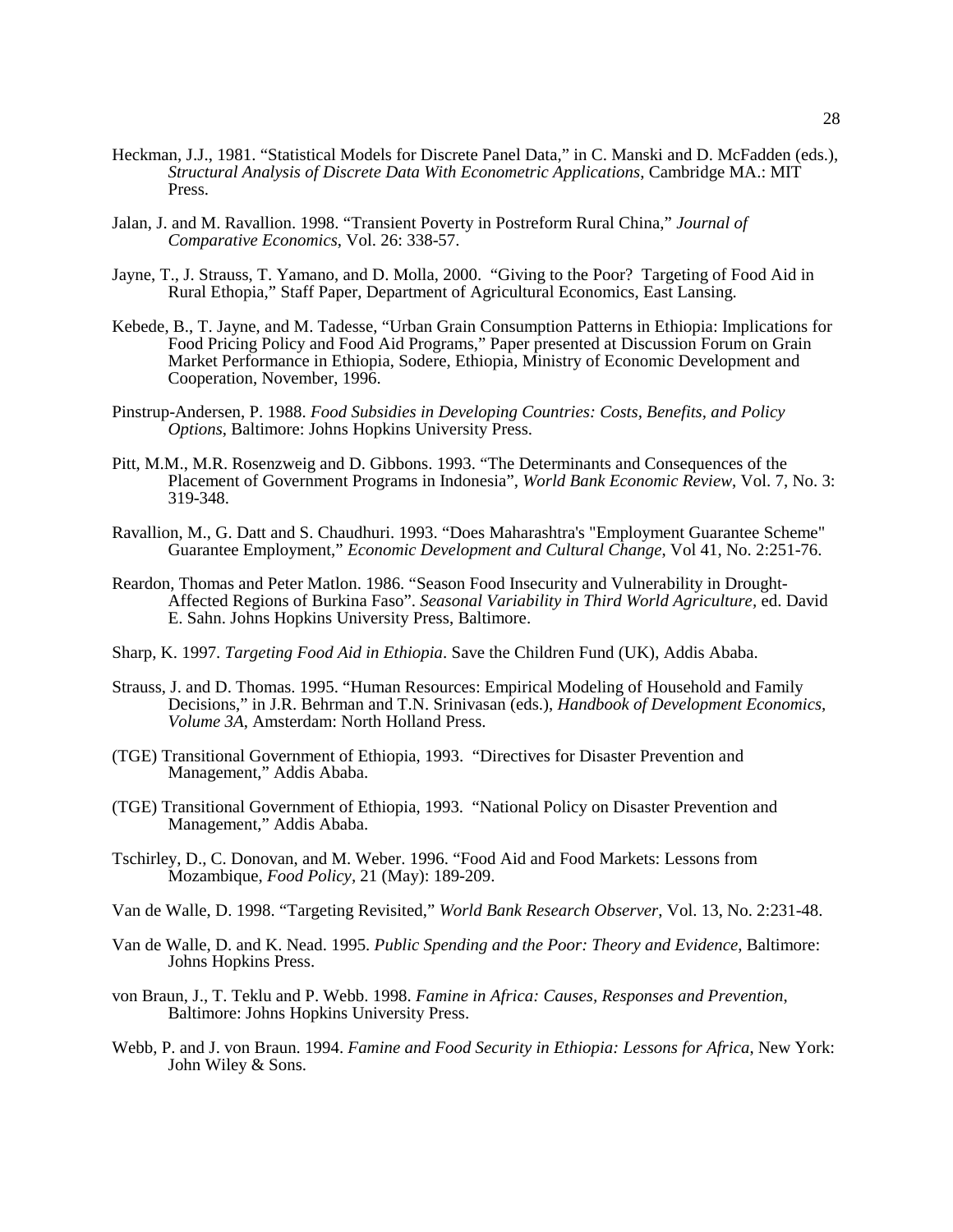Heckman, J.J., 1981. "Statistical Models for Discrete Panel Data," in C. Manski and D. McFadden (eds.), *Structural Analysis of Discrete Data With Econometric Applications*, Cambridge MA.: MIT Press.

Jalan, J. and M. Ravallion. 1998. "Transient Poverty in Postreform Rural China," *Journal of Comparative Economics*, Vol. 26: 338-57.

Jayne, T., J. Strauss, T. Yamano, and D. Molla, 2000. "Giving to the Poor? Targeting of Food Aid in Rural Ethopia," Staff Paper, Department of Agricultural Economics, East Lansing.

Kebede, B., T. Jayne, and M. Tadesse, "Urban Grain Consumption Patterns in Ethiopia: Implications for Food Pricing Policy and Food Aid Programs," Paper presented at Discussion Forum on Grain Market Performance in Ethiopia, Sodere, Ethiopia, Ministry of Economic Development and Cooperation, November, 1996.

Pinstrup-Andersen, P. 1988. *Food Subsidies in Developing Countries: Costs, Benefits, and Policy Options*, Baltimore: Johns Hopkins University Press.

Pitt, M.M., M.R. Rosenzweig and D. Gibbons. 1993. "The Determinants and Consequences of the Placement of Government Programs in Indonesia", *World Bank Economic Review*, Vol. 7, No. 3: 319-348.

Ravallion, M., G. Datt and S. Chaudhuri. 1993. "Does Maharashtra's "Employment Guarantee Scheme" Guarantee Employment," *Economic Development and Cultural Change*, Vol 41, No. 2:251-76.

Reardon, Thomas and Peter Matlon. 1986. "Season Food Insecurity and Vulnerability in Drought-Affected Regions of Burkina Faso". *Seasonal Variability in Third World Agriculture*, ed. David E. Sahn. Johns Hopkins University Press, Baltimore.

Sharp, K. 1997. *Targeting Food Aid in Ethiopia*. Save the Children Fund (UK), Addis Ababa.

Strauss, J. and D. Thomas. 1995. "Human Resources: Empirical Modeling of Household and Family Decisions," in J.R. Behrman and T.N. Srinivasan (eds.), *Handbook of Development Economics, Volume 3A*, Amsterdam: North Holland Press.

(TGE) Transitional Government of Ethiopia, 1993. "Directives for Disaster Prevention and Management," Addis Ababa.

(TGE) Transitional Government of Ethiopia, 1993. "National Policy on Disaster Prevention and Management," Addis Ababa.

Tschirley, D., C. Donovan, and M. Weber. 1996. "Food Aid and Food Markets: Lessons from Mozambique, *Food Policy*, 21 (May): 189-209.

Van de Walle, D. 1998. "Targeting Revisited," *World Bank Research Observer*, Vol. 13, No. 2:231-48.

Van de Walle, D. and K. Nead. 1995. *Public Spending and the Poor: Theory and Evidence*, Baltimore: Johns Hopkins Press.

von Braun, J., T. Teklu and P. Webb. 1998. *Famine in Africa: Causes, Responses and Prevention*, Baltimore: Johns Hopkins University Press.

Webb, P. and J. von Braun. 1994. *Famine and Food Security in Ethiopia: Lessons for Africa*, New York: John Wiley & Sons.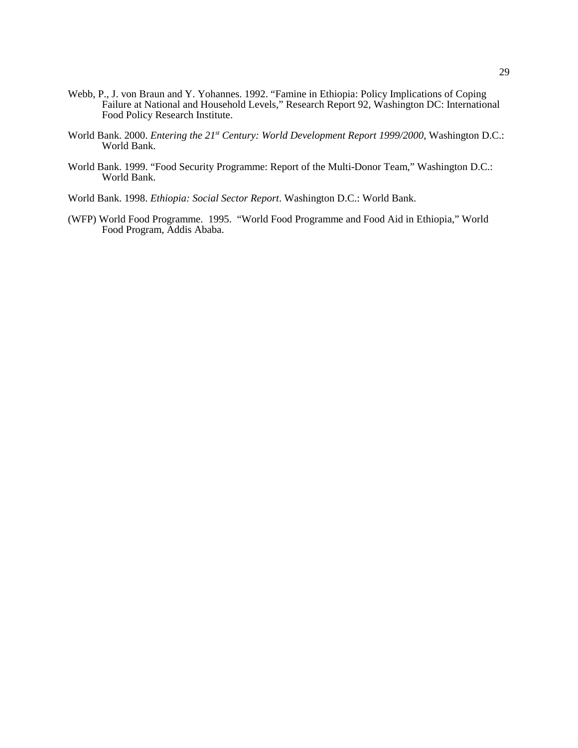Webb, P., J. von Braun and Y. Yohannes. 1992. "Famine in Ethiopia: Policy Implications of Coping Failure at National and Household Levels," Research Report 92, Washington DC: International Food Policy Research Institute.

World Bank. 2000. *Entering the 21st Century: World Development Report 1999/2000*, Washington D.C.: World Bank.

World Bank. 1999. "Food Security Programme: Report of the Multi-Donor Team," Washington D.C.: World Bank.

World Bank. 1998. *Ethiopia: Social Sector Report*. Washington D.C.: World Bank.

(WFP) World Food Programme. 1995. "World Food Programme and Food Aid in Ethiopia," World Food Program, Addis Ababa.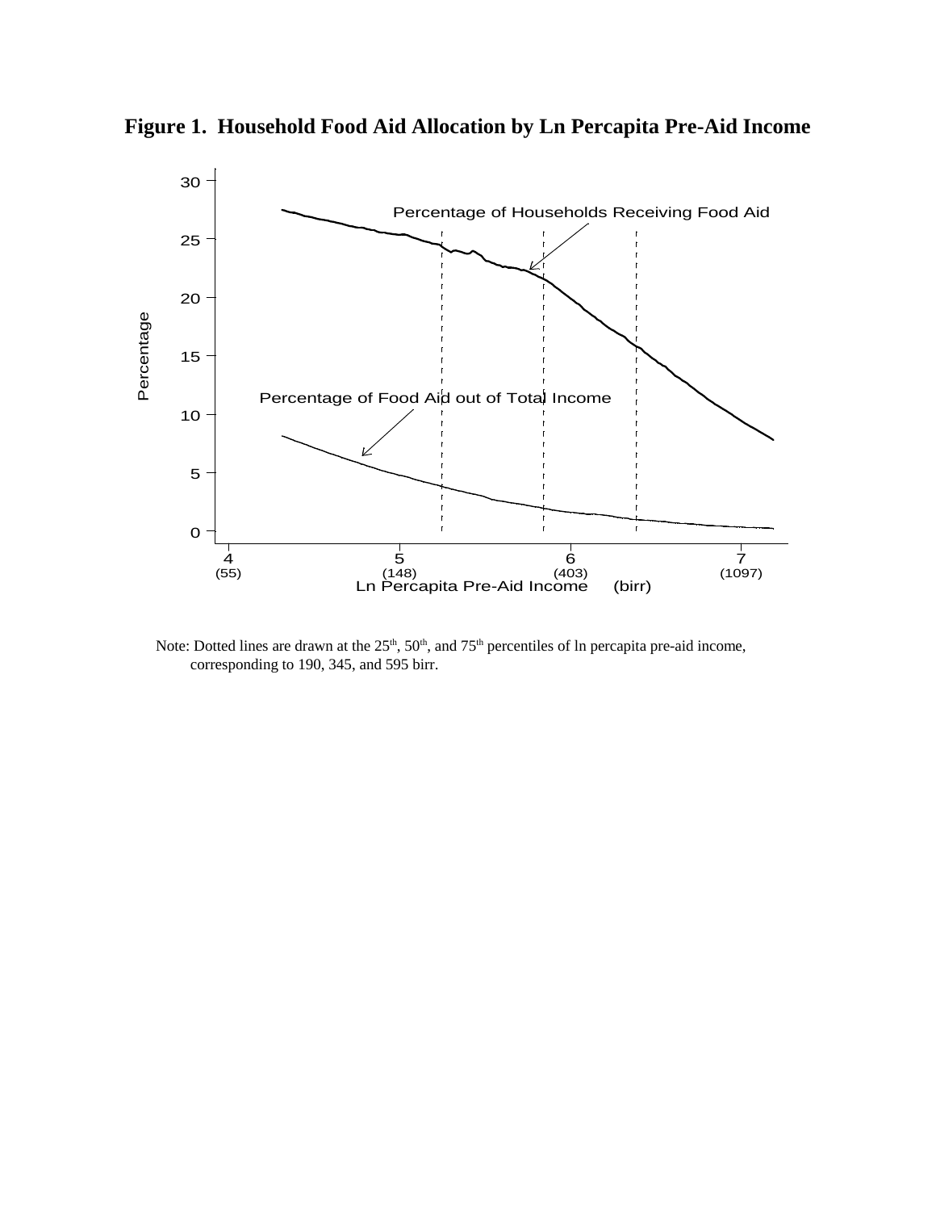**Figure 1. Household Food Aid Allocation by Ln Percapita Pre-Aid Income**

Note: Dotted lines are drawn at the 25th, 50th, and 75th percentiles of ln percapita pre-aid income, corresponding to 190, 345, and 595 birr.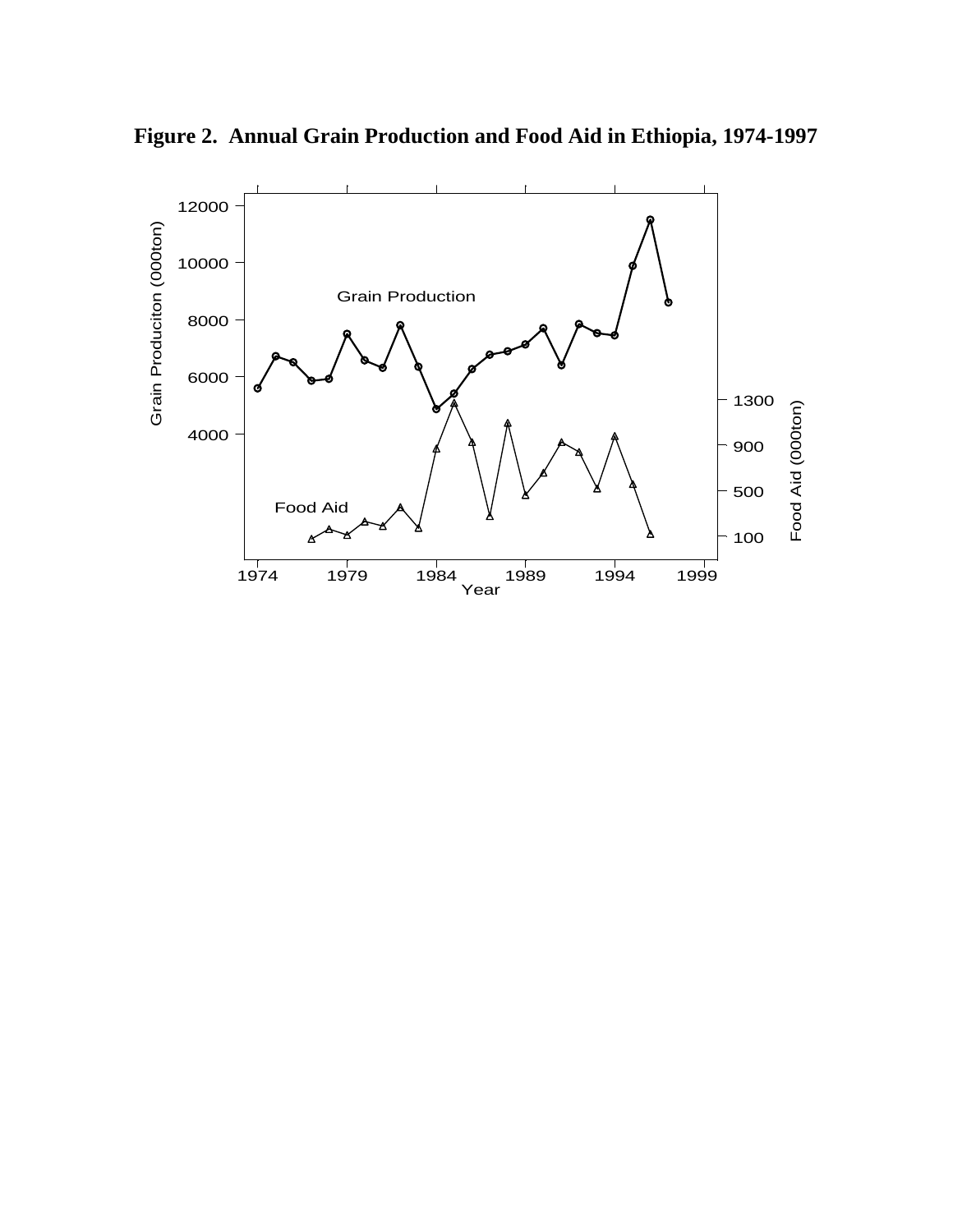**Figure 2. Annual Grain Production and Food Aid in Ethiopia, 1974-1997**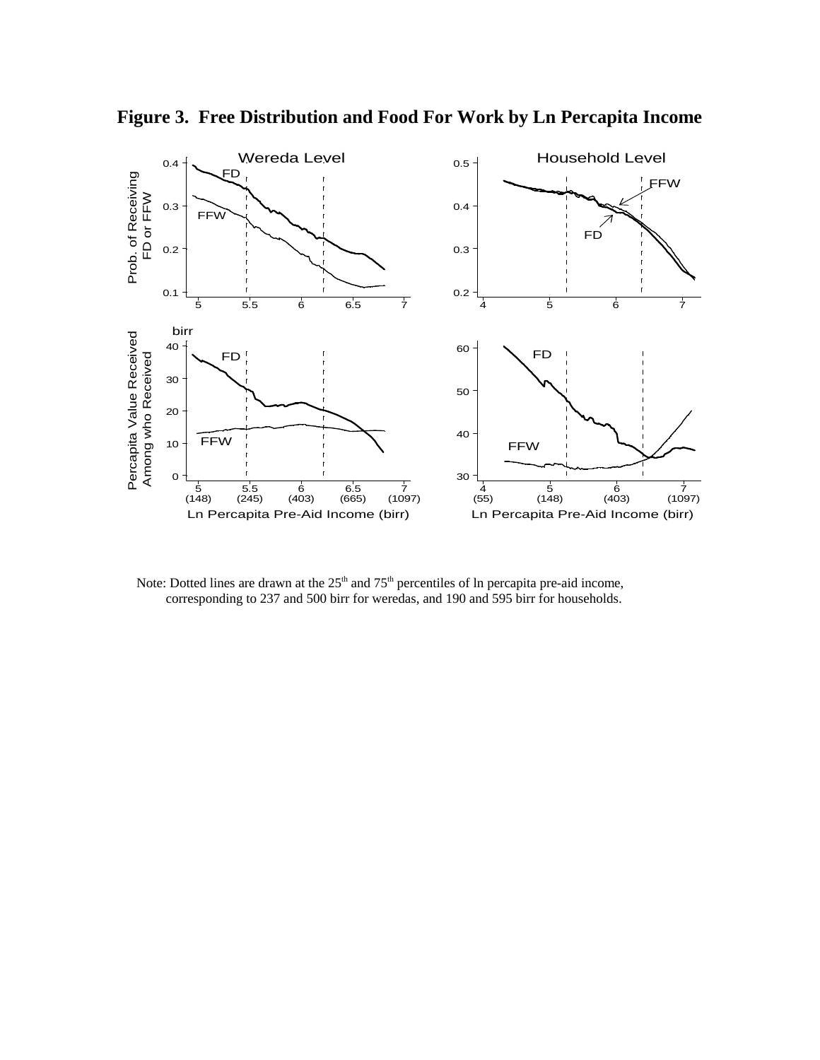**Figure 3. Free Distribution and Food For Work by Ln Percapita Income**

Wereda Level

Household Level

Prob. of Receiving FD or FFW

0.4
0.3
0.2
0.1

0.5
0.4
0.3
0.2

FD
FFW

FFW
FD

5 5.5 6 6.5 7

4 5 6 7

birr

Percapita Value Received Among who Received

40
30
20
10
0

60
50
40
30

FD
FFW

FD
FFW

5 5.5 6 6.5 7
(148) (245) (403) (665) (1097)

4 5 6 7
(55) (148) (403) (1097)

Ln Percapita Pre-Aid Income (birr)

Ln Percapita Pre-Aid Income (birr)

Note: Dotted lines are drawn at the 25th and 75th percentiles of ln percapita pre-aid income, corresponding to 237 and 500 birr for weredas, and 190 and 595 birr for households.